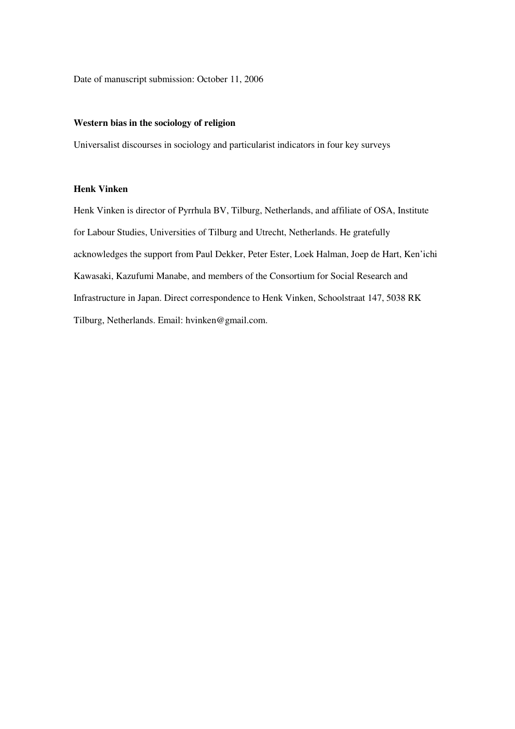Date of manuscript submission: October 11, 2006

# Western bias in the sociology of religion

Universalist discourses in sociology and particularist indicators in four key surveys

**Henk Vinken**

Henk Vinken is director of Pyrrhula BV, Tilburg, Netherlands, and affiliate of OSA, Institute for Labour Studies, Universities of Tilburg and Utrecht, Netherlands. He gratefully acknowledges the support from Paul Dekker, Peter Ester, Loek Halman, Joep de Hart, Ken'ichi Kawasaki, Kazufumi Manabe, and members of the Consortium for Social Research and Infrastructure in Japan. Direct correspondence to Henk Vinken, Schoolstraat 147, 5038 RK Tilburg, Netherlands. Email: hvinken@gmail.com.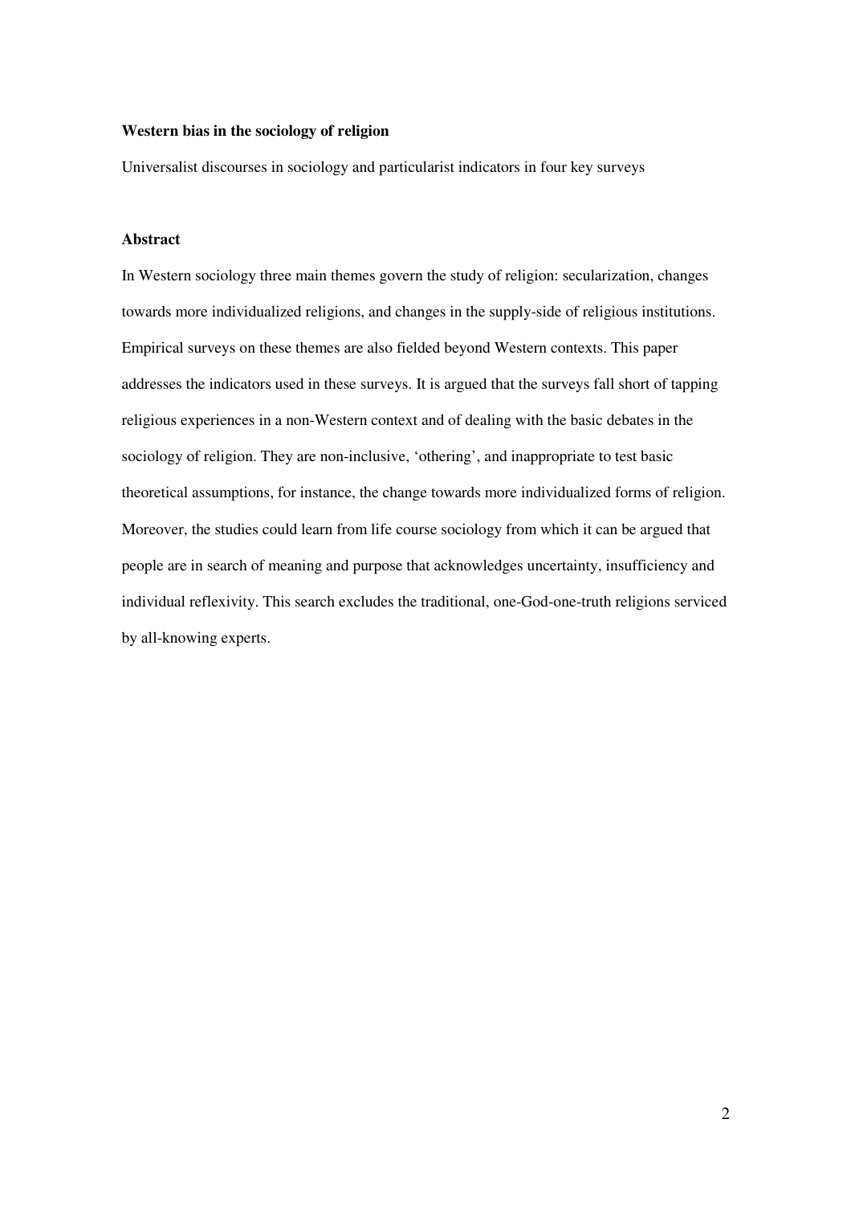**Western bias in the sociology of religion**

Universalist discourses in sociology and particularist indicators in four key surveys

**Abstract**

In Western sociology three main themes govern the study of religion: secularization, changes towards more individualized religions, and changes in the supply-side of religious institutions. Empirical surveys on these themes are also fielded beyond Western contexts. This paper addresses the indicators used in these surveys. It is argued that the surveys fall short of tapping religious experiences in a non-Western context and of dealing with the basic debates in the sociology of religion. They are non-inclusive, 'othering', and inappropriate to test basic theoretical assumptions, for instance, the change towards more individualized forms of religion. Moreover, the studies could learn from life course sociology from which it can be argued that people are in search of meaning and purpose that acknowledges uncertainty, insufficiency and individual reflexivity. This search excludes the traditional, one-God-one-truth religions serviced by all-knowing experts.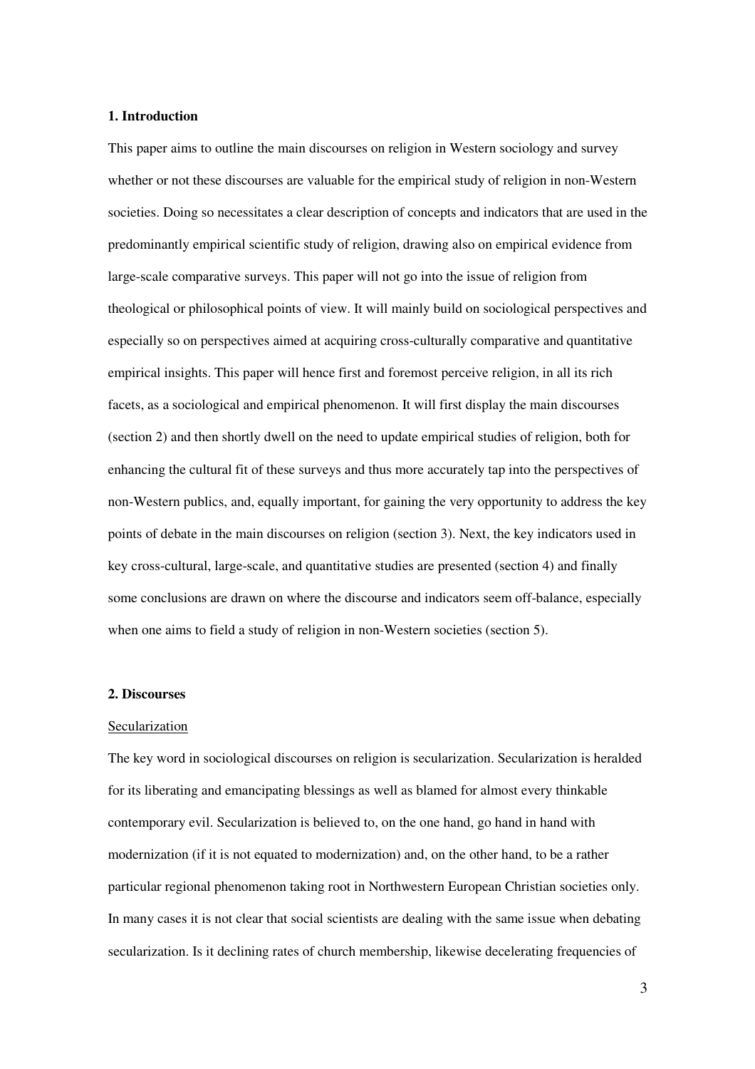## 1. Introduction

This paper aims to outline the main discourses on religion in Western sociology and survey whether or not these discourses are valuable for the empirical study of religion in non-Western societies. Doing so necessitates a clear description of concepts and indicators that are used in the predominantly empirical scientific study of religion, drawing also on empirical evidence from large-scale comparative surveys. This paper will not go into the issue of religion from theological or philosophical points of view. It will mainly build on sociological perspectives and especially so on perspectives aimed at acquiring cross-culturally comparative and quantitative empirical insights. This paper will hence first and foremost perceive religion, in all its rich facets, as a sociological and empirical phenomenon. It will first display the main discourses (section 2) and then shortly dwell on the need to update empirical studies of religion, both for enhancing the cultural fit of these surveys and thus more accurately tap into the perspectives of non-Western publics, and, equally important, for gaining the very opportunity to address the key points of debate in the main discourses on religion (section 3). Next, the key indicators used in key cross-cultural, large-scale, and quantitative studies are presented (section 4) and finally some conclusions are drawn on where the discourse and indicators seem off-balance, especially when one aims to field a study of religion in non-Western societies (section 5).

## 2. Discourses

### Secularization

The key word in sociological discourses on religion is secularization. Secularization is heralded for its liberating and emancipating blessings as well as blamed for almost every thinkable contemporary evil. Secularization is believed to, on the one hand, go hand in hand with modernization (if it is not equated to modernization) and, on the other hand, to be a rather particular regional phenomenon taking root in Northwestern European Christian societies only. In many cases it is not clear that social scientists are dealing with the same issue when debating secularization. Is it declining rates of church membership, likewise decelerating frequencies of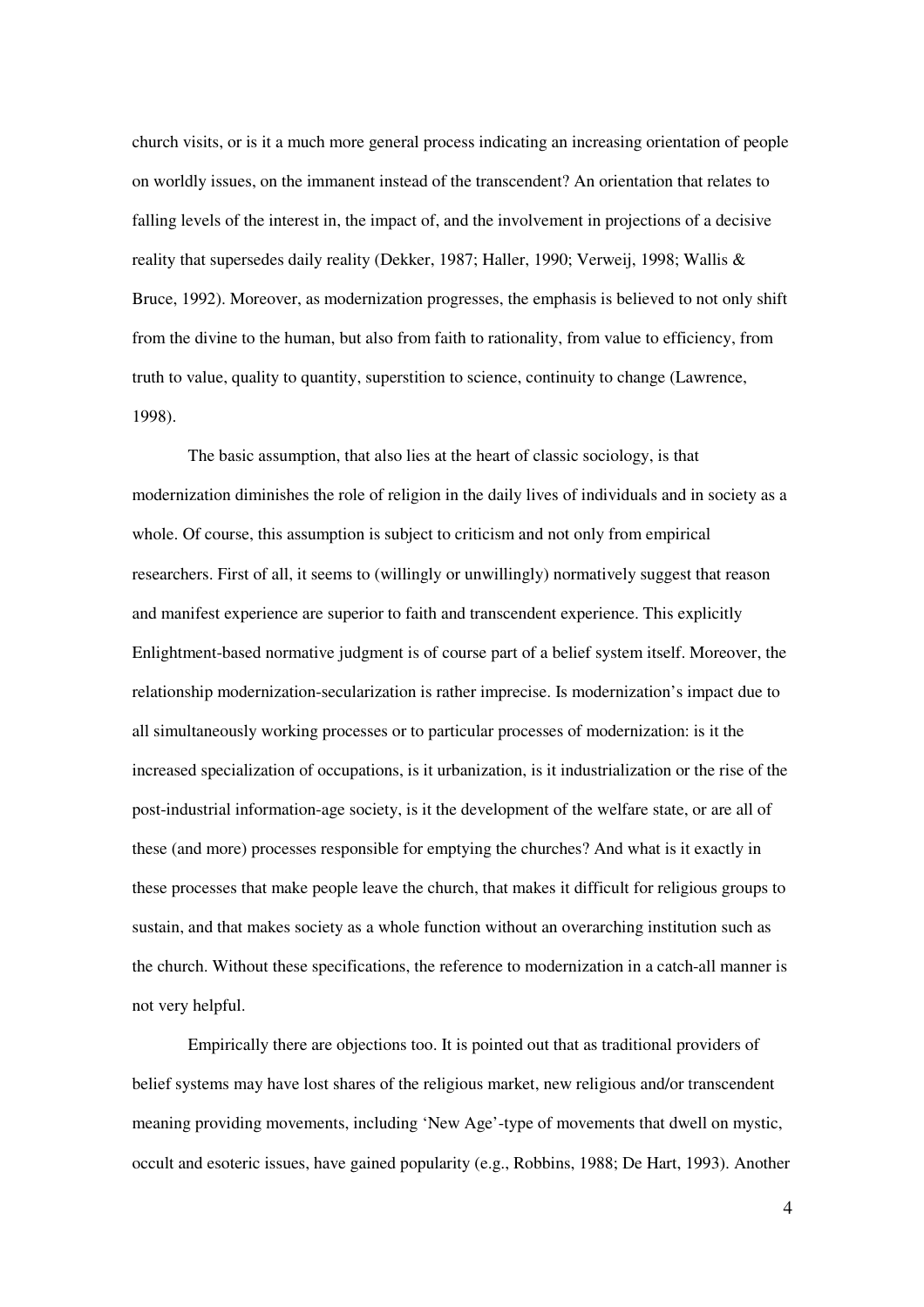church visits, or is it a much more general process indicating an increasing orientation of people on worldly issues, on the immanent instead of the transcendent? An orientation that relates to falling levels of the interest in, the impact of, and the involvement in projections of a decisive reality that supersedes daily reality (Dekker, 1987; Haller, 1990; Verweij, 1998; Wallis & Bruce, 1992). Moreover, as modernization progresses, the emphasis is believed to not only shift from the divine to the human, but also from faith to rationality, from value to efficiency, from truth to value, quality to quantity, superstition to science, continuity to change (Lawrence, 1998).

The basic assumption, that also lies at the heart of classic sociology, is that modernization diminishes the role of religion in the daily lives of individuals and in society as a whole. Of course, this assumption is subject to criticism and not only from empirical researchers. First of all, it seems to (willingly or unwillingly) normatively suggest that reason and manifest experience are superior to faith and transcendent experience. This explicitly Enlightment-based normative judgment is of course part of a belief system itself. Moreover, the relationship modernization-secularization is rather imprecise. Is modernization's impact due to all simultaneously working processes or to particular processes of modernization: is it the increased specialization of occupations, is it urbanization, is it industrialization or the rise of the post-industrial information-age society, is it the development of the welfare state, or are all of these (and more) processes responsible for emptying the churches? And what is it exactly in these processes that make people leave the church, that makes it difficult for religious groups to sustain, and that makes society as a whole function without an overarching institution such as the church. Without these specifications, the reference to modernization in a catch-all manner is not very helpful.

Empirically there are objections too. It is pointed out that as traditional providers of belief systems may have lost shares of the religious market, new religious and/or transcendent meaning providing movements, including 'New Age'-type of movements that dwell on mystic, occult and esoteric issues, have gained popularity (e.g., Robbins, 1988; De Hart, 1993). Another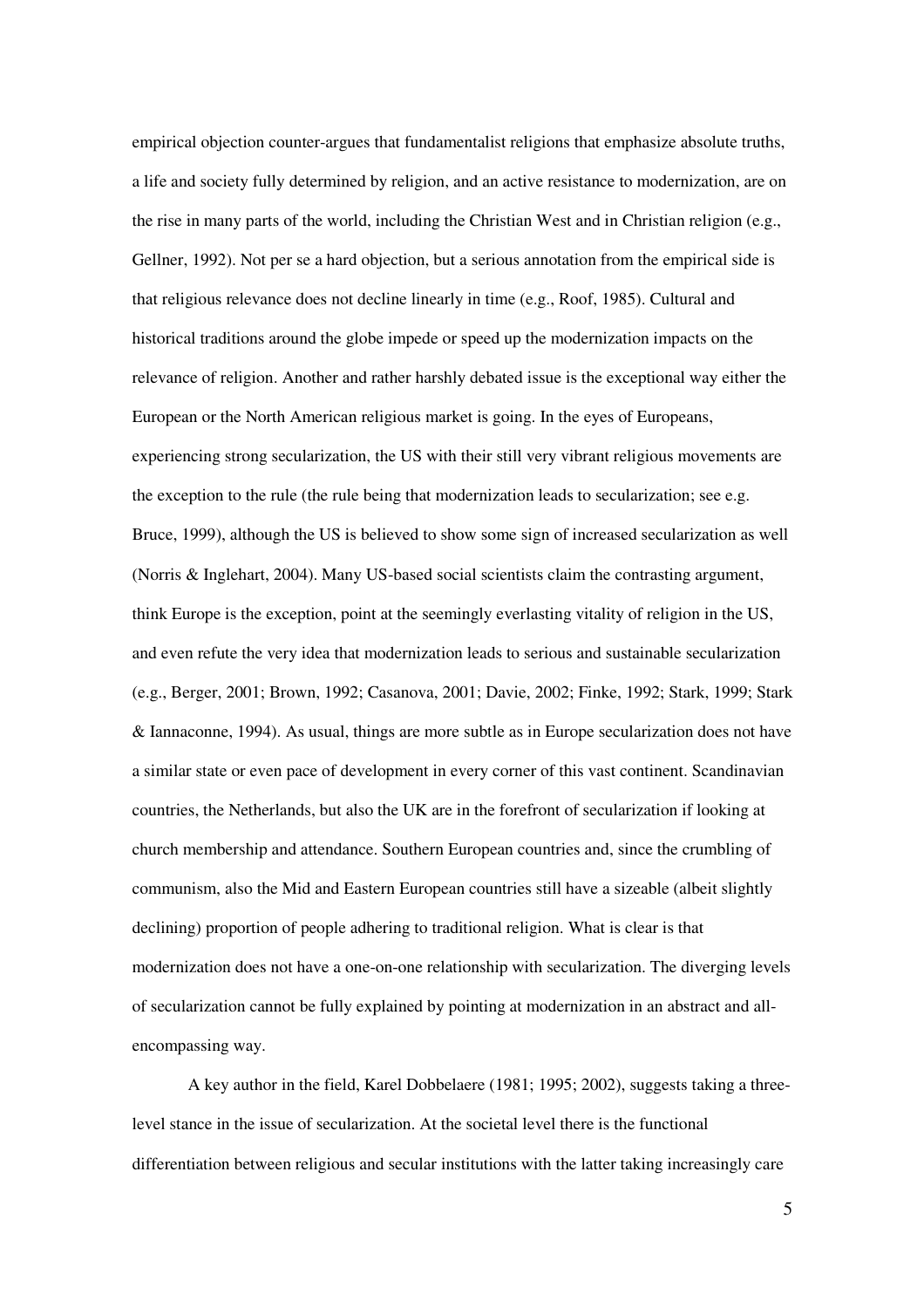empirical objection counter-argues that fundamentalist religions that emphasize absolute truths, a life and society fully determined by religion, and an active resistance to modernization, are on the rise in many parts of the world, including the Christian West and in Christian religion (e.g., Gellner, 1992). Not per se a hard objection, but a serious annotation from the empirical side is that religious relevance does not decline linearly in time (e.g., Roof, 1985). Cultural and historical traditions around the globe impede or speed up the modernization impacts on the relevance of religion. Another and rather harshly debated issue is the exceptional way either the European or the North American religious market is going. In the eyes of Europeans, experiencing strong secularization, the US with their still very vibrant religious movements are the exception to the rule (the rule being that modernization leads to secularization; see e.g. Bruce, 1999), although the US is believed to show some sign of increased secularization as well (Norris & Inglehart, 2004). Many US-based social scientists claim the contrasting argument, think Europe is the exception, point at the seemingly everlasting vitality of religion in the US, and even refute the very idea that modernization leads to serious and sustainable secularization (e.g., Berger, 2001; Brown, 1992; Casanova, 2001; Davie, 2002; Finke, 1992; Stark, 1999; Stark & Iannaconne, 1994). As usual, things are more subtle as in Europe secularization does not have a similar state or even pace of development in every corner of this vast continent. Scandinavian countries, the Netherlands, but also the UK are in the forefront of secularization if looking at church membership and attendance. Southern European countries and, since the crumbling of communism, also the Mid and Eastern European countries still have a sizeable (albeit slightly declining) proportion of people adhering to traditional religion. What is clear is that modernization does not have a one-on-one relationship with secularization. The diverging levels of secularization cannot be fully explained by pointing at modernization in an abstract and all-encompassing way.

A key author in the field, Karel Dobbelaere (1981; 1995; 2002), suggests taking a three-level stance in the issue of secularization. At the societal level there is the functional differentiation between religious and secular institutions with the latter taking increasingly care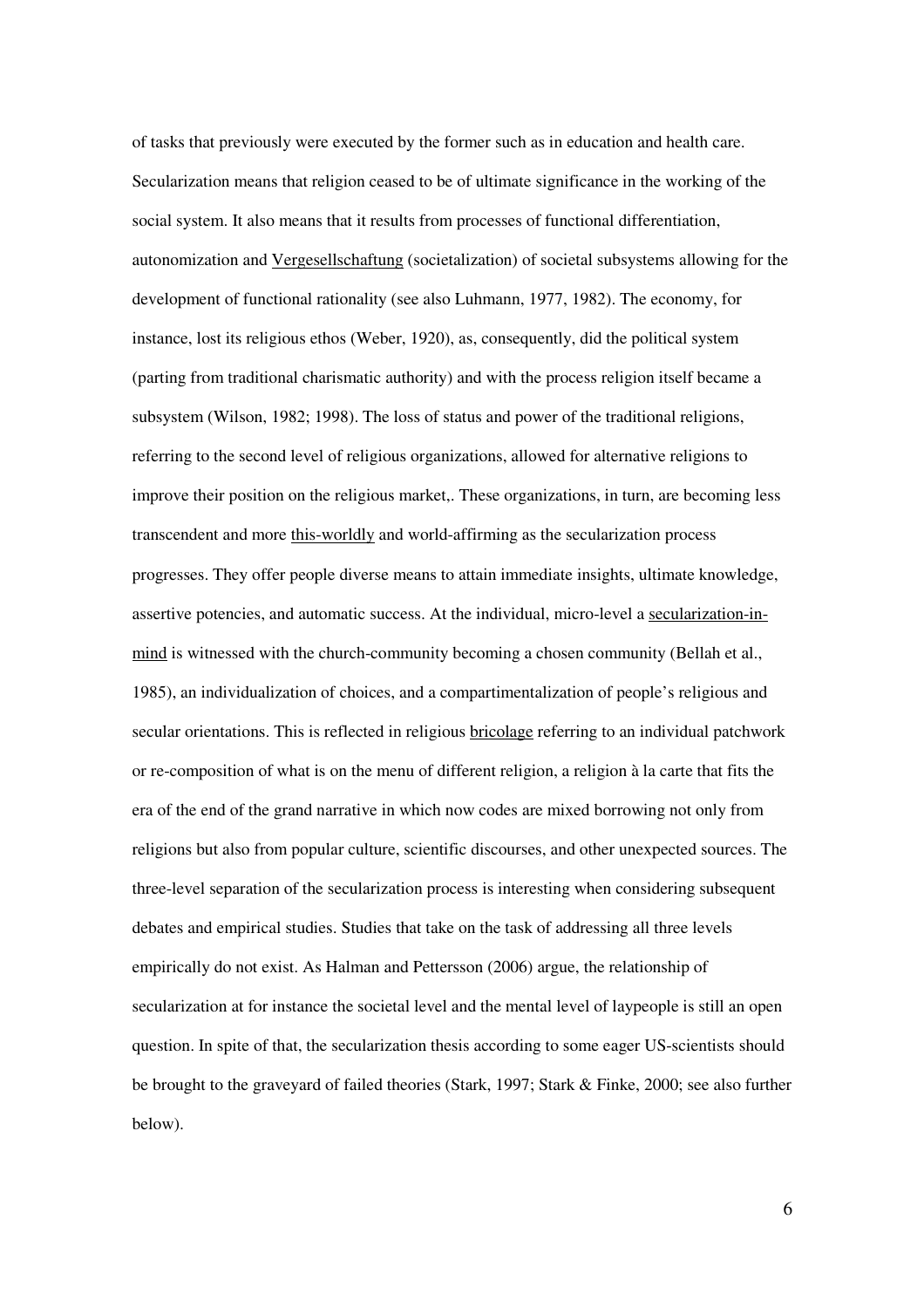of tasks that previously were executed by the former such as in education and health care. Secularization means that religion ceased to be of ultimate significance in the working of the social system. It also means that it results from processes of functional differentiation, autonomization and <u>Vergesellschaftung</u> (societalization) of societal subsystems allowing for the development of functional rationality (see also Luhmann, 1977, 1982). The economy, for instance, lost its religious ethos (Weber, 1920), as, consequently, did the political system (parting from traditional charismatic authority) and with the process religion itself became a subsystem (Wilson, 1982; 1998). The loss of status and power of the traditional religions, referring to the second level of religious organizations, allowed for alternative religions to improve their position on the religious market,. These organizations, in turn, are becoming less transcendent and more <u>this-worldly</u> and world-affirming as the secularization process progresses. They offer people diverse means to attain immediate insights, ultimate knowledge, assertive potencies, and automatic success. At the individual, micro-level a <u>secularization-in-mind</u> is witnessed with the church-community becoming a chosen community (Bellah et al., 1985), an individualization of choices, and a compartimentalization of people's religious and secular orientations. This is reflected in religious <u>bricolage</u> referring to an individual patchwork or re-composition of what is on the menu of different religion, a religion à la carte that fits the era of the end of the grand narrative in which now codes are mixed borrowing not only from religions but also from popular culture, scientific discourses, and other unexpected sources. The three-level separation of the secularization process is interesting when considering subsequent debates and empirical studies. Studies that take on the task of addressing all three levels empirically do not exist. As Halman and Pettersson (2006) argue, the relationship of secularization at for instance the societal level and the mental level of laypeople is still an open question. In spite of that, the secularization thesis according to some eager US-scientists should be brought to the graveyard of failed theories (Stark, 1997; Stark & Finke, 2000; see also further below).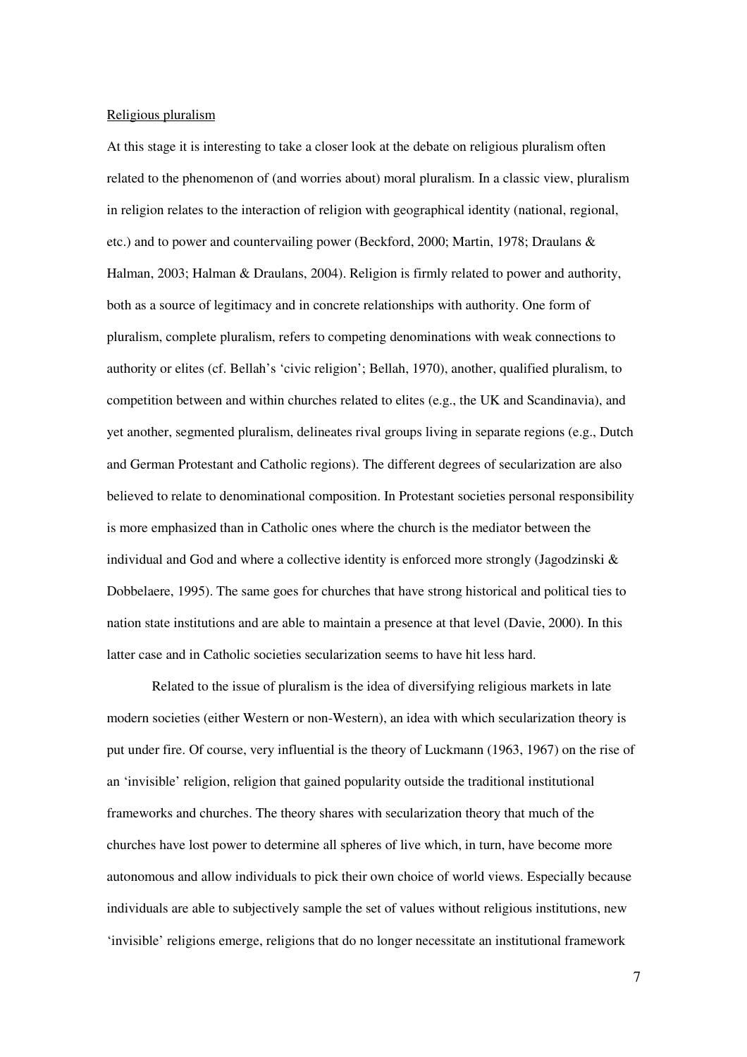Religious pluralism

At this stage it is interesting to take a closer look at the debate on religious pluralism often related to the phenomenon of (and worries about) moral pluralism. In a classic view, pluralism in religion relates to the interaction of religion with geographical identity (national, regional, etc.) and to power and countervailing power (Beckford, 2000; Martin, 1978; Draulans & Halman, 2003; Halman & Draulans, 2004). Religion is firmly related to power and authority, both as a source of legitimacy and in concrete relationships with authority. One form of pluralism, complete pluralism, refers to competing denominations with weak connections to authority or elites (cf. Bellah's 'civic religion'; Bellah, 1970), another, qualified pluralism, to competition between and within churches related to elites (e.g., the UK and Scandinavia), and yet another, segmented pluralism, delineates rival groups living in separate regions (e.g., Dutch and German Protestant and Catholic regions). The different degrees of secularization are also believed to relate to denominational composition. In Protestant societies personal responsibility is more emphasized than in Catholic ones where the church is the mediator between the individual and God and where a collective identity is enforced more strongly (Jagodzinski & Dobbelaere, 1995). The same goes for churches that have strong historical and political ties to nation state institutions and are able to maintain a presence at that level (Davie, 2000). In this latter case and in Catholic societies secularization seems to have hit less hard.

Related to the issue of pluralism is the idea of diversifying religious markets in late modern societies (either Western or non-Western), an idea with which secularization theory is put under fire. Of course, very influential is the theory of Luckmann (1963, 1967) on the rise of an 'invisible' religion, religion that gained popularity outside the traditional institutional frameworks and churches. The theory shares with secularization theory that much of the churches have lost power to determine all spheres of live which, in turn, have become more autonomous and allow individuals to pick their own choice of world views. Especially because individuals are able to subjectively sample the set of values without religious institutions, new 'invisible' religions emerge, religions that do no longer necessitate an institutional framework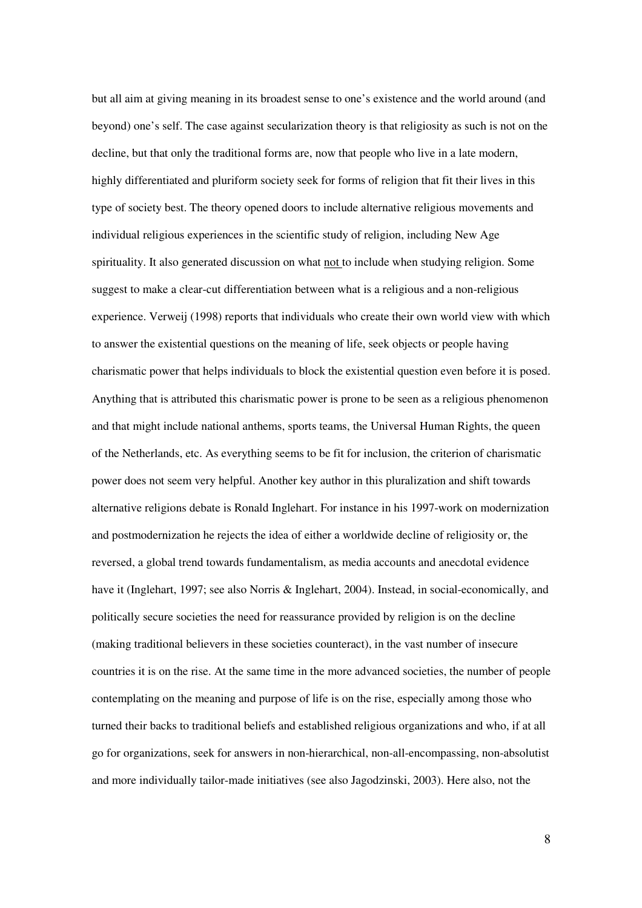but all aim at giving meaning in its broadest sense to one's existence and the world around (and beyond) one's self. The case against secularization theory is that religiosity as such is not on the decline, but that only the traditional forms are, now that people who live in a late modern, highly differentiated and pluriform society seek for forms of religion that fit their lives in this type of society best. The theory opened doors to include alternative religious movements and individual religious experiences in the scientific study of religion, including New Age spirituality. It also generated discussion on what <u>not</u> to include when studying religion. Some suggest to make a clear-cut differentiation between what is a religious and a non-religious experience. Verweij (1998) reports that individuals who create their own world view with which to answer the existential questions on the meaning of life, seek objects or people having charismatic power that helps individuals to block the existential question even before it is posed. Anything that is attributed this charismatic power is prone to be seen as a religious phenomenon and that might include national anthems, sports teams, the Universal Human Rights, the queen of the Netherlands, etc. As everything seems to be fit for inclusion, the criterion of charismatic power does not seem very helpful. Another key author in this pluralization and shift towards alternative religions debate is Ronald Inglehart. For instance in his 1997-work on modernization and postmodernization he rejects the idea of either a worldwide decline of religiosity or, the reversed, a global trend towards fundamentalism, as media accounts and anecdotal evidence have it (Inglehart, 1997; see also Norris & Inglehart, 2004). Instead, in social-economically, and politically secure societies the need for reassurance provided by religion is on the decline (making traditional believers in these societies counteract), in the vast number of insecure countries it is on the rise. At the same time in the more advanced societies, the number of people contemplating on the meaning and purpose of life is on the rise, especially among those who turned their backs to traditional beliefs and established religious organizations and who, if at all go for organizations, seek for answers in non-hierarchical, non-all-encompassing, non-absolutist and more individually tailor-made initiatives (see also Jagodzinski, 2003). Here also, not the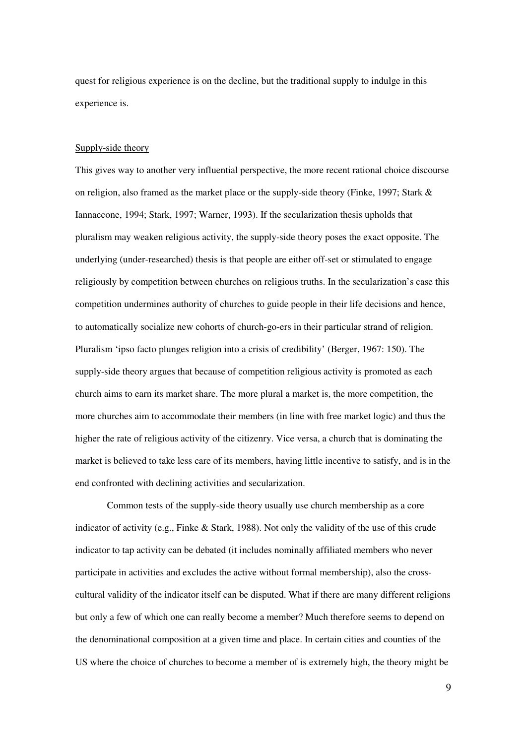quest for religious experience is on the decline, but the traditional supply to indulge in this experience is.

Supply-side theory

This gives way to another very influential perspective, the more recent rational choice discourse on religion, also framed as the market place or the supply-side theory (Finke, 1997; Stark & Iannaccone, 1994; Stark, 1997; Warner, 1993). If the secularization thesis upholds that pluralism may weaken religious activity, the supply-side theory poses the exact opposite. The underlying (under-researched) thesis is that people are either off-set or stimulated to engage religiously by competition between churches on religious truths. In the secularization's case this competition undermines authority of churches to guide people in their life decisions and hence, to automatically socialize new cohorts of church-go-ers in their particular strand of religion. Pluralism 'ipso facto plunges religion into a crisis of credibility' (Berger, 1967: 150). The supply-side theory argues that because of competition religious activity is promoted as each church aims to earn its market share. The more plural a market is, the more competition, the more churches aim to accommodate their members (in line with free market logic) and thus the higher the rate of religious activity of the citizenry. Vice versa, a church that is dominating the market is believed to take less care of its members, having little incentive to satisfy, and is in the end confronted with declining activities and secularization.

Common tests of the supply-side theory usually use church membership as a core indicator of activity (e.g., Finke & Stark, 1988). Not only the validity of the use of this crude indicator to tap activity can be debated (it includes nominally affiliated members who never participate in activities and excludes the active without formal membership), also the cross-cultural validity of the indicator itself can be disputed. What if there are many different religions but only a few of which one can really become a member? Much therefore seems to depend on the denominational composition at a given time and place. In certain cities and counties of the US where the choice of churches to become a member of is extremely high, the theory might be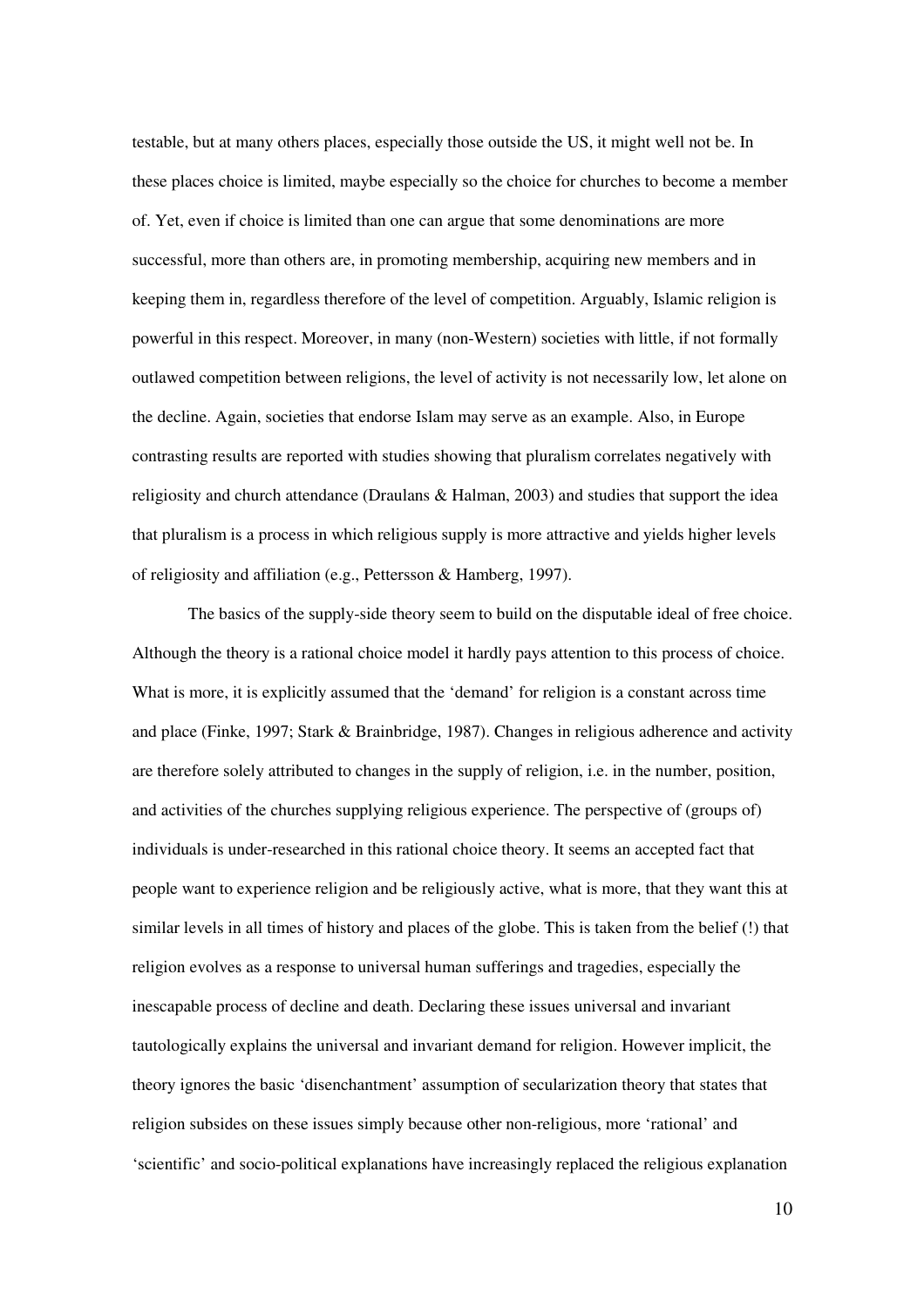testable, but at many others places, especially those outside the US, it might well not be. In these places choice is limited, maybe especially so the choice for churches to become a member of. Yet, even if choice is limited than one can argue that some denominations are more successful, more than others are, in promoting membership, acquiring new members and in keeping them in, regardless therefore of the level of competition. Arguably, Islamic religion is powerful in this respect. Moreover, in many (non-Western) societies with little, if not formally outlawed competition between religions, the level of activity is not necessarily low, let alone on the decline. Again, societies that endorse Islam may serve as an example. Also, in Europe contrasting results are reported with studies showing that pluralism correlates negatively with religiosity and church attendance (Draulans & Halman, 2003) and studies that support the idea that pluralism is a process in which religious supply is more attractive and yields higher levels of religiosity and affiliation (e.g., Pettersson & Hamberg, 1997).

The basics of the supply-side theory seem to build on the disputable ideal of free choice. Although the theory is a rational choice model it hardly pays attention to this process of choice. What is more, it is explicitly assumed that the 'demand' for religion is a constant across time and place (Finke, 1997; Stark & Brainbridge, 1987). Changes in religious adherence and activity are therefore solely attributed to changes in the supply of religion, i.e. in the number, position, and activities of the churches supplying religious experience. The perspective of (groups of) individuals is under-researched in this rational choice theory. It seems an accepted fact that people want to experience religion and be religiously active, what is more, that they want this at similar levels in all times of history and places of the globe. This is taken from the belief (!) that religion evolves as a response to universal human sufferings and tragedies, especially the inescapable process of decline and death. Declaring these issues universal and invariant tautologically explains the universal and invariant demand for religion. However implicit, the theory ignores the basic 'disenchantment' assumption of secularization theory that states that religion subsides on these issues simply because other non-religious, more 'rational' and 'scientific' and socio-political explanations have increasingly replaced the religious explanation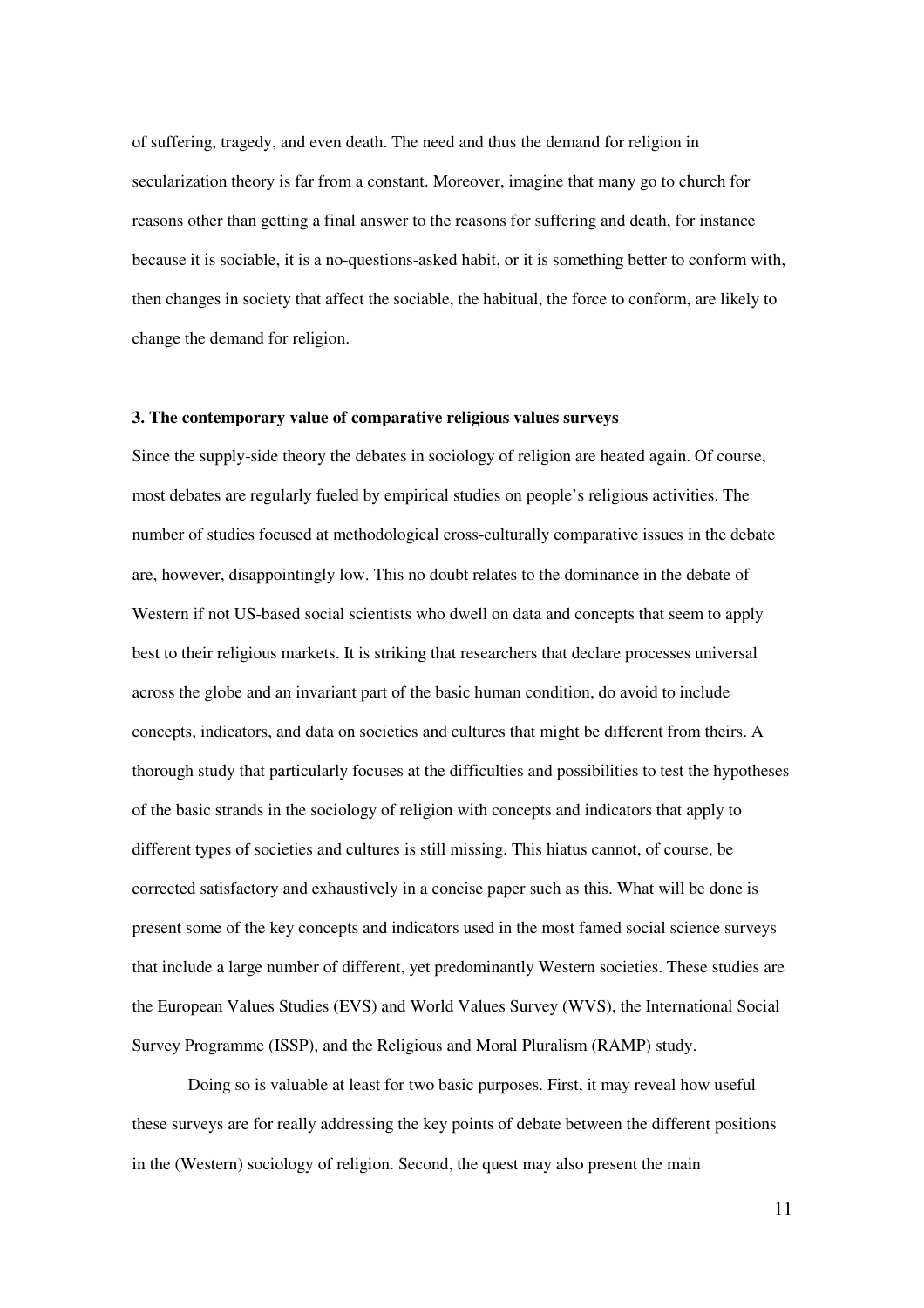of suffering, tragedy, and even death. The need and thus the demand for religion in secularization theory is far from a constant. Moreover, imagine that many go to church for reasons other than getting a final answer to the reasons for suffering and death, for instance because it is sociable, it is a no-questions-asked habit, or it is something better to conform with, then changes in society that affect the sociable, the habitual, the force to conform, are likely to change the demand for religion.

### 3. The contemporary value of comparative religious values surveys

Since the supply-side theory the debates in sociology of religion are heated again. Of course, most debates are regularly fueled by empirical studies on people's religious activities. The number of studies focused at methodological cross-culturally comparative issues in the debate are, however, disappointingly low. This no doubt relates to the dominance in the debate of Western if not US-based social scientists who dwell on data and concepts that seem to apply best to their religious markets. It is striking that researchers that declare processes universal across the globe and an invariant part of the basic human condition, do avoid to include concepts, indicators, and data on societies and cultures that might be different from theirs. A thorough study that particularly focuses at the difficulties and possibilities to test the hypotheses of the basic strands in the sociology of religion with concepts and indicators that apply to different types of societies and cultures is still missing. This hiatus cannot, of course, be corrected satisfactory and exhaustively in a concise paper such as this. What will be done is present some of the key concepts and indicators used in the most famed social science surveys that include a large number of different, yet predominantly Western societies. These studies are the European Values Studies (EVS) and World Values Survey (WVS), the International Social Survey Programme (ISSP), and the Religious and Moral Pluralism (RAMP) study.

Doing so is valuable at least for two basic purposes. First, it may reveal how useful these surveys are for really addressing the key points of debate between the different positions in the (Western) sociology of religion. Second, the quest may also present the main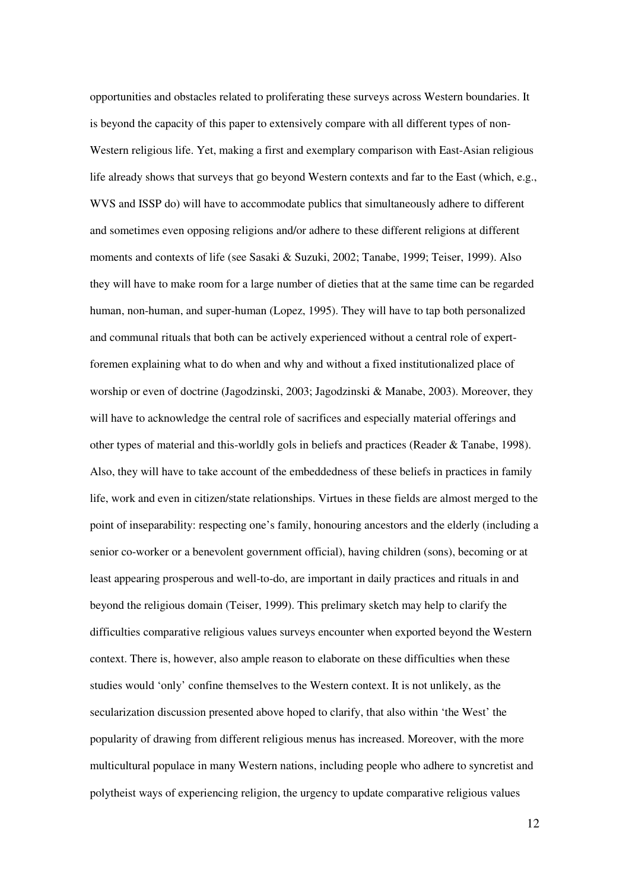opportunities and obstacles related to proliferating these surveys across Western boundaries. It is beyond the capacity of this paper to extensively compare with all different types of non-Western religious life. Yet, making a first and exemplary comparison with East-Asian religious life already shows that surveys that go beyond Western contexts and far to the East (which, e.g., WVS and ISSP do) will have to accommodate publics that simultaneously adhere to different and sometimes even opposing religions and/or adhere to these different religions at different moments and contexts of life (see Sasaki & Suzuki, 2002; Tanabe, 1999; Teiser, 1999). Also they will have to make room for a large number of dieties that at the same time can be regarded human, non-human, and super-human (Lopez, 1995). They will have to tap both personalized and communal rituals that both can be actively experienced without a central role of expert-foremen explaining what to do when and why and without a fixed institutionalized place of worship or even of doctrine (Jagodzinski, 2003; Jagodzinski & Manabe, 2003). Moreover, they will have to acknowledge the central role of sacrifices and especially material offerings and other types of material and this-worldly gols in beliefs and practices (Reader & Tanabe, 1998). Also, they will have to take account of the embeddedness of these beliefs in practices in family life, work and even in citizen/state relationships. Virtues in these fields are almost merged to the point of inseparability: respecting one's family, honouring ancestors and the elderly (including a senior co-worker or a benevolent government official), having children (sons), becoming or at least appearing prosperous and well-to-do, are important in daily practices and rituals in and beyond the religious domain (Teiser, 1999). This prelimary sketch may help to clarify the difficulties comparative religious values surveys encounter when exported beyond the Western context. There is, however, also ample reason to elaborate on these difficulties when these studies would 'only' confine themselves to the Western context. It is not unlikely, as the secularization discussion presented above hoped to clarify, that also within 'the West' the popularity of drawing from different religious menus has increased. Moreover, with the more multicultural populace in many Western nations, including people who adhere to syncretist and polytheist ways of experiencing religion, the urgency to update comparative religious values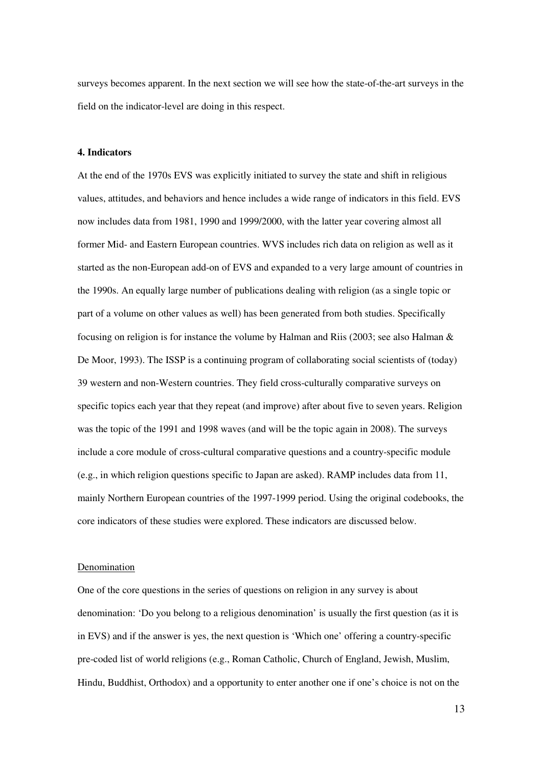surveys becomes apparent. In the next section we will see how the state-of-the-art surveys in the field on the indicator-level are doing in this respect.

**4. Indicators**

At the end of the 1970s EVS was explicitly initiated to survey the state and shift in religious values, attitudes, and behaviors and hence includes a wide range of indicators in this field. EVS now includes data from 1981, 1990 and 1999/2000, with the latter year covering almost all former Mid- and Eastern European countries. WVS includes rich data on religion as well as it started as the non-European add-on of EVS and expanded to a very large amount of countries in the 1990s. An equally large number of publications dealing with religion (as a single topic or part of a volume on other values as well) has been generated from both studies. Specifically focusing on religion is for instance the volume by Halman and Riis (2003; see also Halman & De Moor, 1993). The ISSP is a continuing program of collaborating social scientists of (today) 39 western and non-Western countries. They field cross-culturally comparative surveys on specific topics each year that they repeat (and improve) after about five to seven years. Religion was the topic of the 1991 and 1998 waves (and will be the topic again in 2008). The surveys include a core module of cross-cultural comparative questions and a country-specific module (e.g., in which religion questions specific to Japan are asked). RAMP includes data from 11, mainly Northern European countries of the 1997-1999 period. Using the original codebooks, the core indicators of these studies were explored. These indicators are discussed below.

Denomination

One of the core questions in the series of questions on religion in any survey is about denomination: 'Do you belong to a religious denomination' is usually the first question (as it is in EVS) and if the answer is yes, the next question is 'Which one' offering a country-specific pre-coded list of world religions (e.g., Roman Catholic, Church of England, Jewish, Muslim, Hindu, Buddhist, Orthodox) and a opportunity to enter another one if one's choice is not on the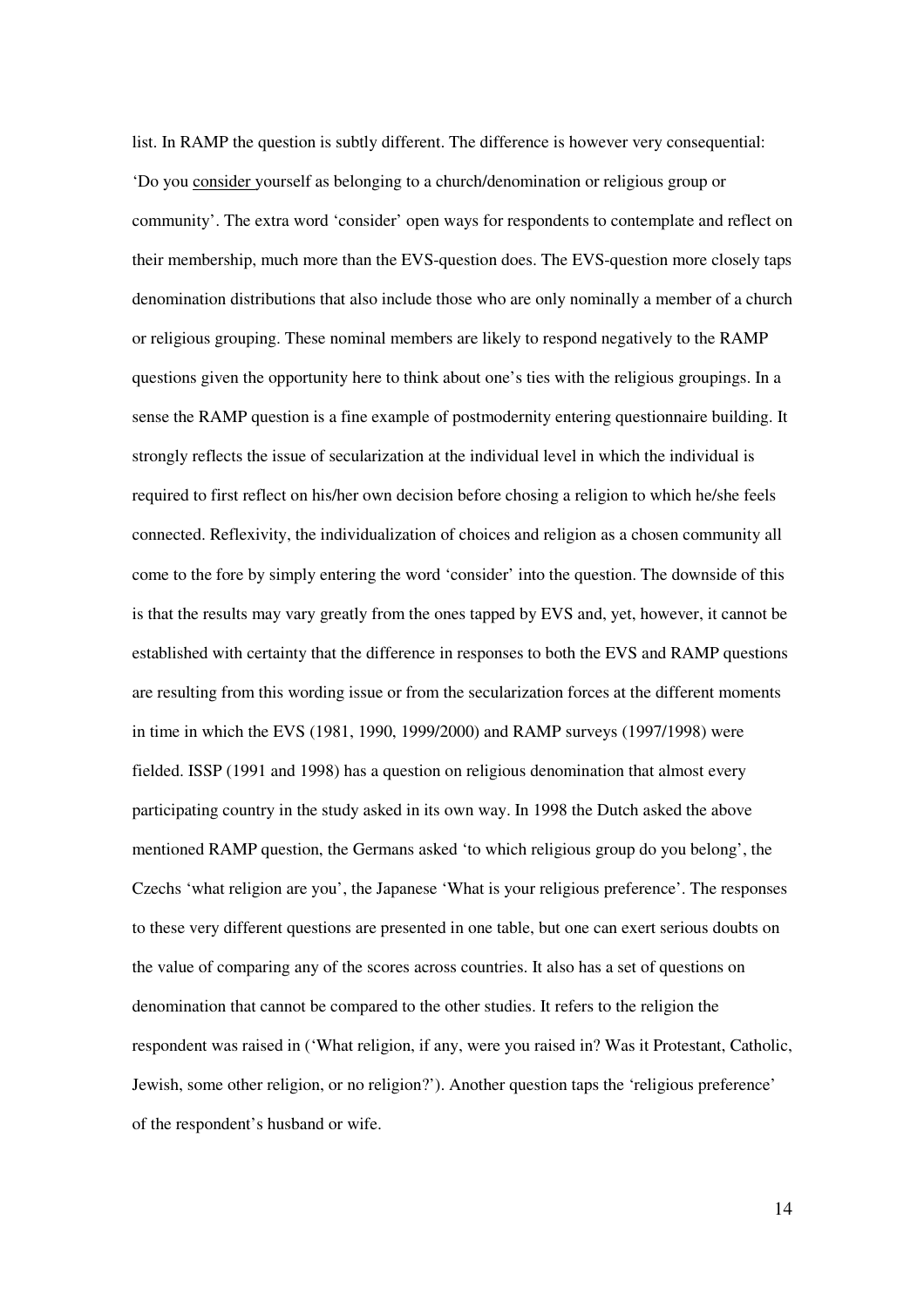list. In RAMP the question is subtly different. The difference is however very consequential: 'Do you <u>consider </u>yourself as belonging to a church/denomination or religious group or community'. The extra word 'consider' open ways for respondents to contemplate and reflect on their membership, much more than the EVS-question does. The EVS-question more closely taps denomination distributions that also include those who are only nominally a member of a church or religious grouping. These nominal members are likely to respond negatively to the RAMP questions given the opportunity here to think about one's ties with the religious groupings. In a sense the RAMP question is a fine example of postmodernity entering questionnaire building. It strongly reflects the issue of secularization at the individual level in which the individual is required to first reflect on his/her own decision before chosing a religion to which he/she feels connected. Reflexivity, the individualization of choices and religion as a chosen community all come to the fore by simply entering the word 'consider' into the question. The downside of this is that the results may vary greatly from the ones tapped by EVS and, yet, however, it cannot be established with certainty that the difference in responses to both the EVS and RAMP questions are resulting from this wording issue or from the secularization forces at the different moments in time in which the EVS (1981, 1990, 1999/2000) and RAMP surveys (1997/1998) were fielded. ISSP (1991 and 1998) has a question on religious denomination that almost every participating country in the study asked in its own way. In 1998 the Dutch asked the above mentioned RAMP question, the Germans asked 'to which religious group do you belong', the Czechs 'what religion are you', the Japanese 'What is your religious preference'. The responses to these very different questions are presented in one table, but one can exert serious doubts on the value of comparing any of the scores across countries. It also has a set of questions on denomination that cannot be compared to the other studies. It refers to the religion the respondent was raised in ('What religion, if any, were you raised in? Was it Protestant, Catholic, Jewish, some other religion, or no religion?'). Another question taps the 'religious preference' of the respondent's husband or wife.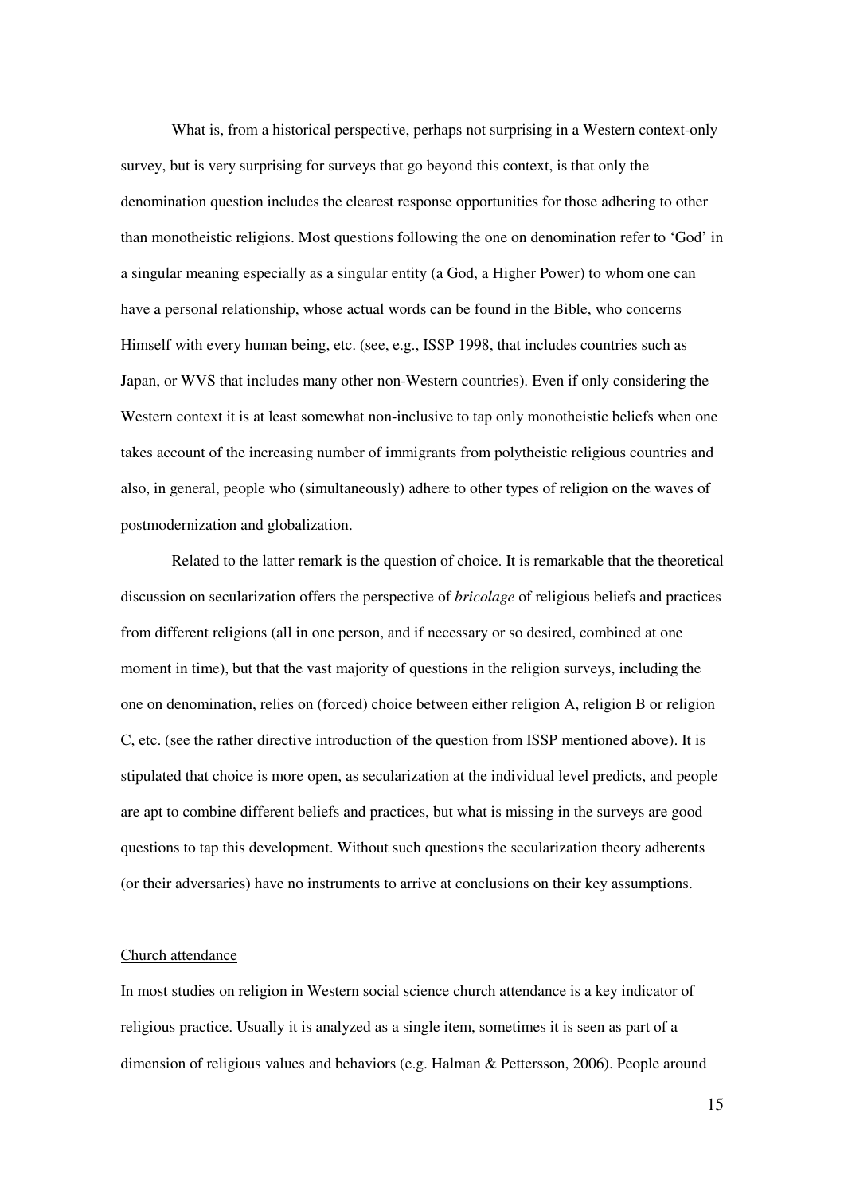What is, from a historical perspective, perhaps not surprising in a Western context-only survey, but is very surprising for surveys that go beyond this context, is that only the denomination question includes the clearest response opportunities for those adhering to other than monotheistic religions. Most questions following the one on denomination refer to 'God' in a singular meaning especially as a singular entity (a God, a Higher Power) to whom one can have a personal relationship, whose actual words can be found in the Bible, who concerns Himself with every human being, etc. (see, e.g., ISSP 1998, that includes countries such as Japan, or WVS that includes many other non-Western countries). Even if only considering the Western context it is at least somewhat non-inclusive to tap only monotheistic beliefs when one takes account of the increasing number of immigrants from polytheistic religious countries and also, in general, people who (simultaneously) adhere to other types of religion on the waves of postmodernization and globalization.

Related to the latter remark is the question of choice. It is remarkable that the theoretical discussion on secularization offers the perspective of *bricolage* of religious beliefs and practices from different religions (all in one person, and if necessary or so desired, combined at one moment in time), but that the vast majority of questions in the religion surveys, including the one on denomination, relies on (forced) choice between either religion A, religion B or religion C, etc. (see the rather directive introduction of the question from ISSP mentioned above). It is stipulated that choice is more open, as secularization at the individual level predicts, and people are apt to combine different beliefs and practices, but what is missing in the surveys are good questions to tap this development. Without such questions the secularization theory adherents (or their adversaries) have no instruments to arrive at conclusions on their key assumptions.

<u>Church attendance</u>

In most studies on religion in Western social science church attendance is a key indicator of religious practice. Usually it is analyzed as a single item, sometimes it is seen as part of a dimension of religious values and behaviors (e.g. Halman & Pettersson, 2006). People around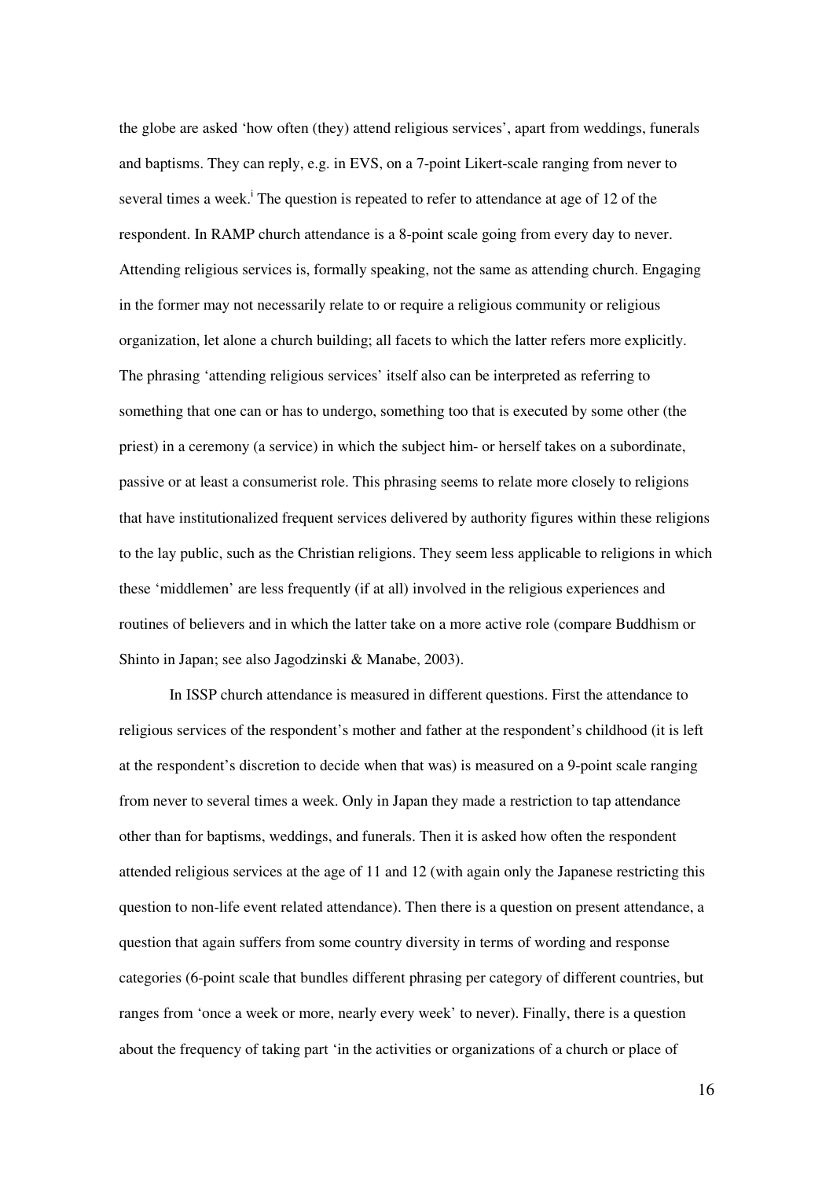the globe are asked 'how often (they) attend religious services', apart from weddings, funerals and baptisms. They can reply, e.g. in EVS, on a 7-point Likert-scale ranging from never to several times a week.[i] The question is repeated to refer to attendance at age of 12 of the respondent. In RAMP church attendance is a 8-point scale going from every day to never. Attending religious services is, formally speaking, not the same as attending church. Engaging in the former may not necessarily relate to or require a religious community or religious organization, let alone a church building; all facets to which the latter refers more explicitly. The phrasing 'attending religious services' itself also can be interpreted as referring to something that one can or has to undergo, something too that is executed by some other (the priest) in a ceremony (a service) in which the subject him- or herself takes on a subordinate, passive or at least a consumerist role. This phrasing seems to relate more closely to religions that have institutionalized frequent services delivered by authority figures within these religions to the lay public, such as the Christian religions. They seem less applicable to religions in which these 'middlemen' are less frequently (if at all) involved in the religious experiences and routines of believers and in which the latter take on a more active role (compare Buddhism or Shinto in Japan; see also Jagodzinski & Manabe, 2003).

In ISSP church attendance is measured in different questions. First the attendance to religious services of the respondent's mother and father at the respondent's childhood (it is left at the respondent's discretion to decide when that was) is measured on a 9-point scale ranging from never to several times a week. Only in Japan they made a restriction to tap attendance other than for baptisms, weddings, and funerals. Then it is asked how often the respondent attended religious services at the age of 11 and 12 (with again only the Japanese restricting this question to non-life event related attendance). Then there is a question on present attendance, a question that again suffers from some country diversity in terms of wording and response categories (6-point scale that bundles different phrasing per category of different countries, but ranges from 'once a week or more, nearly every week' to never). Finally, there is a question about the frequency of taking part 'in the activities or organizations of a church or place of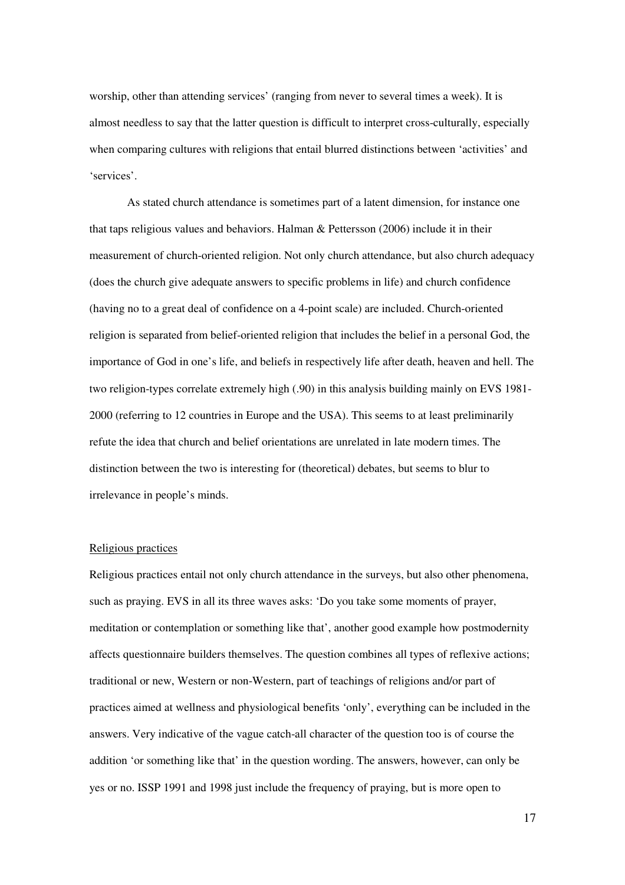worship, other than attending services' (ranging from never to several times a week). It is almost needless to say that the latter question is difficult to interpret cross-culturally, especially when comparing cultures with religions that entail blurred distinctions between 'activities' and 'services'.

As stated church attendance is sometimes part of a latent dimension, for instance one that taps religious values and behaviors. Halman & Pettersson (2006) include it in their measurement of church-oriented religion. Not only church attendance, but also church adequacy (does the church give adequate answers to specific problems in life) and church confidence (having no to a great deal of confidence on a 4-point scale) are included. Church-oriented religion is separated from belief-oriented religion that includes the belief in a personal God, the importance of God in one's life, and beliefs in respectively life after death, heaven and hell. The two religion-types correlate extremely high (.90) in this analysis building mainly on EVS 1981-2000 (referring to 12 countries in Europe and the USA). This seems to at least preliminarily refute the idea that church and belief orientations are unrelated in late modern times. The distinction between the two is interesting for (theoretical) debates, but seems to blur to irrelevance in people's minds.

<u>Religious practices</u>

Religious practices entail not only church attendance in the surveys, but also other phenomena, such as praying. EVS in all its three waves asks: 'Do you take some moments of prayer, meditation or contemplation or something like that', another good example how postmodernity affects questionnaire builders themselves. The question combines all types of reflexive actions; traditional or new, Western or non-Western, part of teachings of religions and/or part of practices aimed at wellness and physiological benefits 'only', everything can be included in the answers. Very indicative of the vague catch-all character of the question too is of course the addition 'or something like that' in the question wording. The answers, however, can only be yes or no. ISSP 1991 and 1998 just include the frequency of praying, but is more open to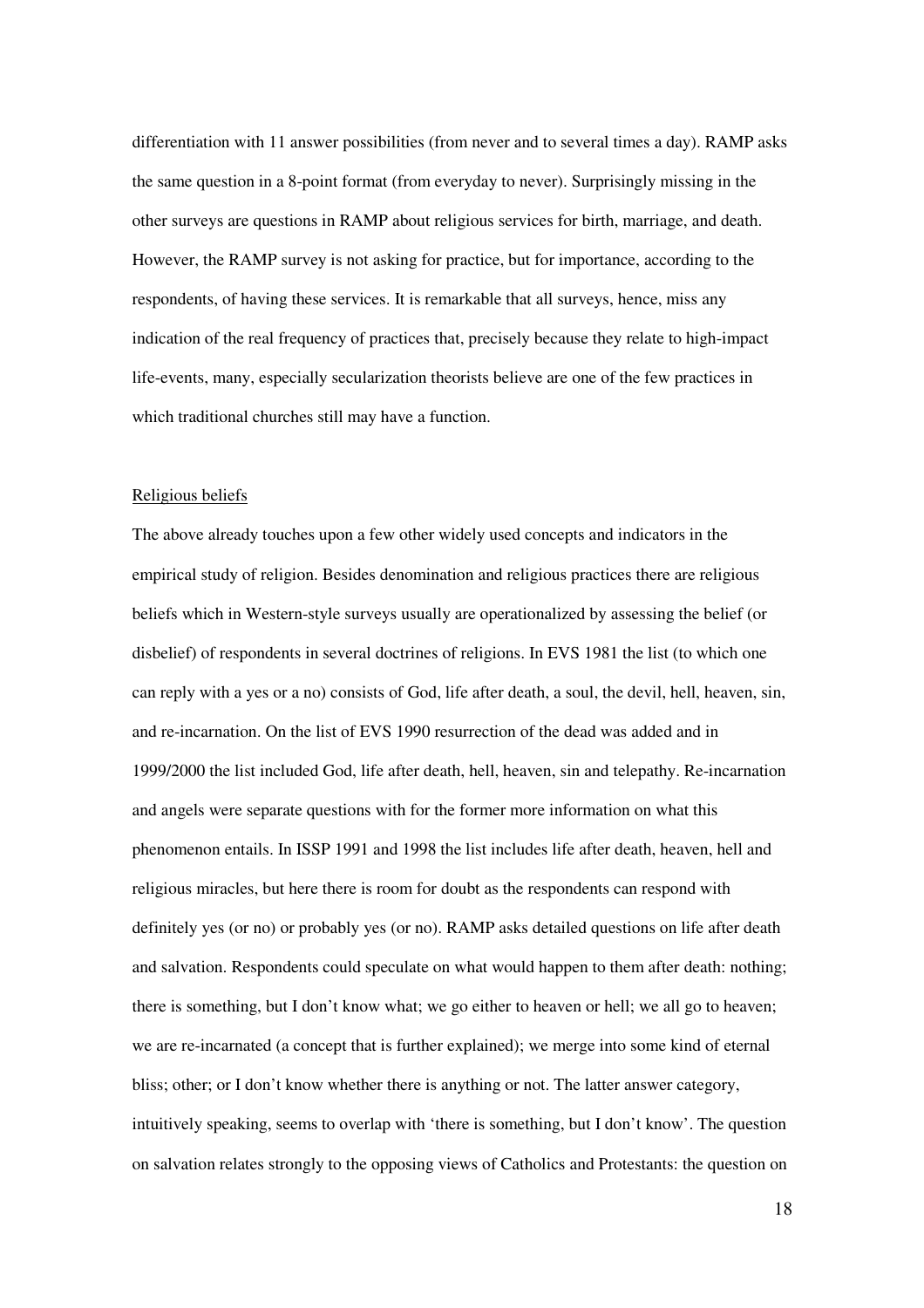differentiation with 11 answer possibilities (from never and to several times a day). RAMP asks the same question in a 8-point format (from everyday to never). Surprisingly missing in the other surveys are questions in RAMP about religious services for birth, marriage, and death. However, the RAMP survey is not asking for practice, but for importance, according to the respondents, of having these services. It is remarkable that all surveys, hence, miss any indication of the real frequency of practices that, precisely because they relate to high-impact life-events, many, especially secularization theorists believe are one of the few practices in which traditional churches still may have a function.

## Religious beliefs

The above already touches upon a few other widely used concepts and indicators in the empirical study of religion. Besides denomination and religious practices there are religious beliefs which in Western-style surveys usually are operationalized by assessing the belief (or disbelief) of respondents in several doctrines of religions. In EVS 1981 the list (to which one can reply with a yes or a no) consists of God, life after death, a soul, the devil, hell, heaven, sin, and re-incarnation. On the list of EVS 1990 resurrection of the dead was added and in 1999/2000 the list included God, life after death, hell, heaven, sin and telepathy. Re-incarnation and angels were separate questions with for the former more information on what this phenomenon entails. In ISSP 1991 and 1998 the list includes life after death, heaven, hell and religious miracles, but here there is room for doubt as the respondents can respond with definitely yes (or no) or probably yes (or no). RAMP asks detailed questions on life after death and salvation. Respondents could speculate on what would happen to them after death: nothing; there is something, but I don't know what; we go either to heaven or hell; we all go to heaven; we are re-incarnated (a concept that is further explained); we merge into some kind of eternal bliss; other; or I don't know whether there is anything or not. The latter answer category, intuitively speaking, seems to overlap with 'there is something, but I don't know'. The question on salvation relates strongly to the opposing views of Catholics and Protestants: the question on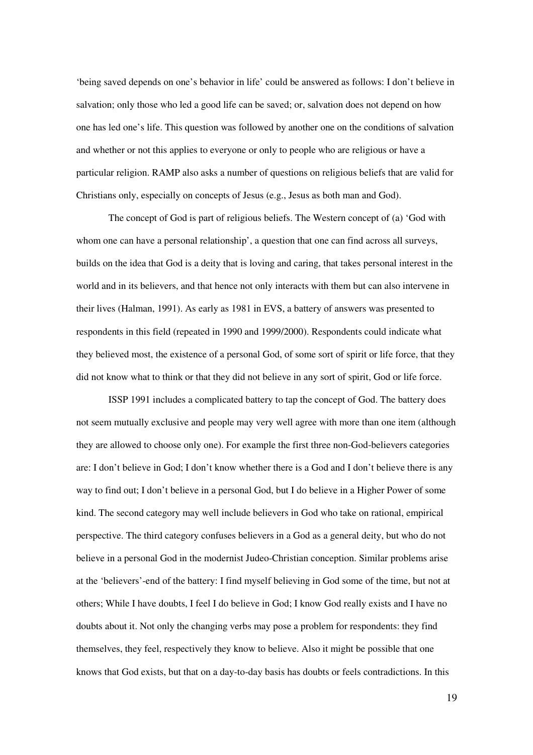'being saved depends on one's behavior in life' could be answered as follows: I don't believe in salvation; only those who led a good life can be saved; or, salvation does not depend on how one has led one's life. This question was followed by another one on the conditions of salvation and whether or not this applies to everyone or only to people who are religious or have a particular religion. RAMP also asks a number of questions on religious beliefs that are valid for Christians only, especially on concepts of Jesus (e.g., Jesus as both man and God).

The concept of God is part of religious beliefs. The Western concept of (a) 'God with whom one can have a personal relationship', a question that one can find across all surveys, builds on the idea that God is a deity that is loving and caring, that takes personal interest in the world and in its believers, and that hence not only interacts with them but can also intervene in their lives (Halman, 1991). As early as 1981 in EVS, a battery of answers was presented to respondents in this field (repeated in 1990 and 1999/2000). Respondents could indicate what they believed most, the existence of a personal God, of some sort of spirit or life force, that they did not know what to think or that they did not believe in any sort of spirit, God or life force.

ISSP 1991 includes a complicated battery to tap the concept of God. The battery does not seem mutually exclusive and people may very well agree with more than one item (although they are allowed to choose only one). For example the first three non-God-believers categories are: I don't believe in God; I don't know whether there is a God and I don't believe there is any way to find out; I don't believe in a personal God, but I do believe in a Higher Power of some kind. The second category may well include believers in God who take on rational, empirical perspective. The third category confuses believers in a God as a general deity, but who do not believe in a personal God in the modernist Judeo-Christian conception. Similar problems arise at the 'believers'-end of the battery: I find myself believing in God some of the time, but not at others; While I have doubts, I feel I do believe in God; I know God really exists and I have no doubts about it. Not only the changing verbs may pose a problem for respondents: they find themselves, they feel, respectively they know to believe. Also it might be possible that one knows that God exists, but that on a day-to-day basis has doubts or feels contradictions. In this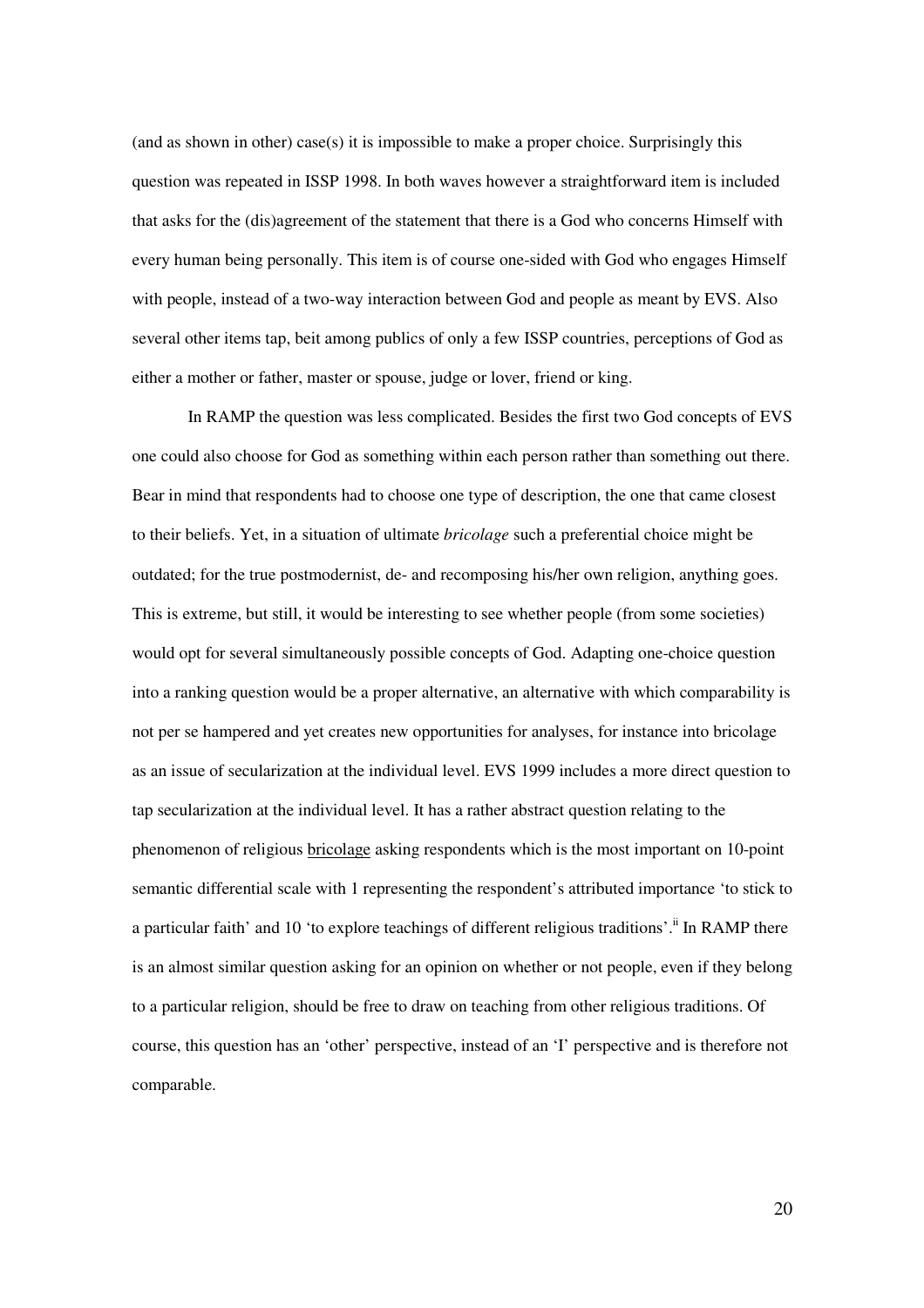(and as shown in other) case(s) it is impossible to make a proper choice. Surprisingly this question was repeated in ISSP 1998. In both waves however a straightforward item is included that asks for the (dis)agreement of the statement that there is a God who concerns Himself with every human being personally. This item is of course one-sided with God who engages Himself with people, instead of a two-way interaction between God and people as meant by EVS. Also several other items tap, beit among publics of only a few ISSP countries, perceptions of God as either a mother or father, master or spouse, judge or lover, friend or king.

In RAMP the question was less complicated. Besides the first two God concepts of EVS one could also choose for God as something within each person rather than something out there. Bear in mind that respondents had to choose one type of description, the one that came closest to their beliefs. Yet, in a situation of ultimate *bricolage* such a preferential choice might be outdated; for the true postmodernist, de- and recomposing his/her own religion, anything goes. This is extreme, but still, it would be interesting to see whether people (from some societies) would opt for several simultaneously possible concepts of God. Adapting one-choice question into a ranking question would be a proper alternative, an alternative with which comparability is not per se hampered and yet creates new opportunities for analyses, for instance into bricolage as an issue of secularization at the individual level. EVS 1999 includes a more direct question to tap secularization at the individual level. It has a rather abstract question relating to the phenomenon of religious bricolage asking respondents which is the most important on 10-point semantic differential scale with 1 representing the respondent's attributed importance 'to stick to a particular faith' and 10 'to explore teachings of different religious traditions'.[ii] In RAMP there is an almost similar question asking for an opinion on whether or not people, even if they belong to a particular religion, should be free to draw on teaching from other religious traditions. Of course, this question has an 'other' perspective, instead of an 'I' perspective and is therefore not comparable.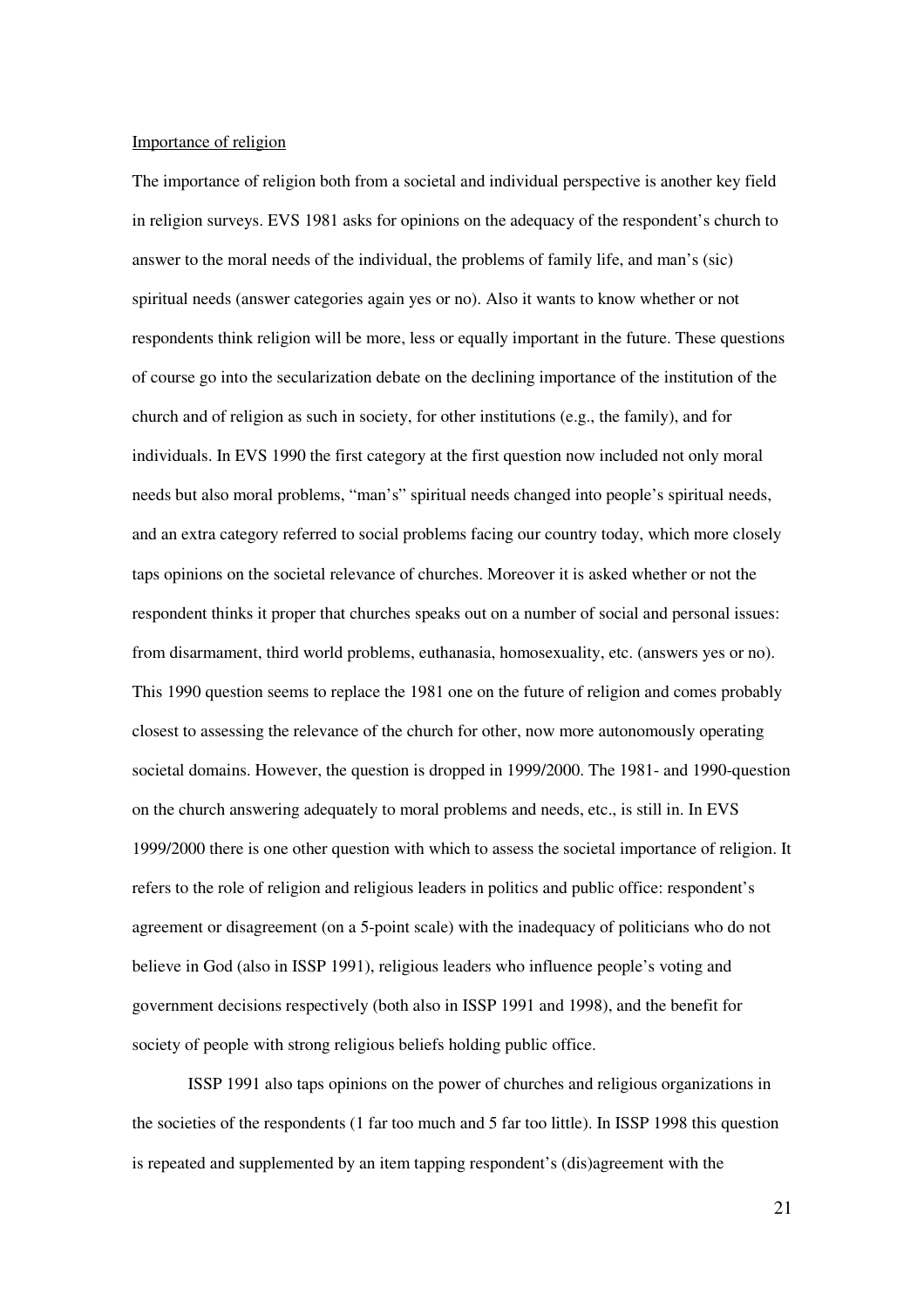Importance of religion

The importance of religion both from a societal and individual perspective is another key field in religion surveys. EVS 1981 asks for opinions on the adequacy of the respondent's church to answer to the moral needs of the individual, the problems of family life, and man's (sic) spiritual needs (answer categories again yes or no). Also it wants to know whether or not respondents think religion will be more, less or equally important in the future. These questions of course go into the secularization debate on the declining importance of the institution of the church and of religion as such in society, for other institutions (e.g., the family), and for individuals. In EVS 1990 the first category at the first question now included not only moral needs but also moral problems, "man's" spiritual needs changed into people's spiritual needs, and an extra category referred to social problems facing our country today, which more closely taps opinions on the societal relevance of churches. Moreover it is asked whether or not the respondent thinks it proper that churches speaks out on a number of social and personal issues: from disarmament, third world problems, euthanasia, homosexuality, etc. (answers yes or no). This 1990 question seems to replace the 1981 one on the future of religion and comes probably closest to assessing the relevance of the church for other, now more autonomously operating societal domains. However, the question is dropped in 1999/2000. The 1981- and 1990-question on the church answering adequately to moral problems and needs, etc., is still in. In EVS 1999/2000 there is one other question with which to assess the societal importance of religion. It refers to the role of religion and religious leaders in politics and public office: respondent's agreement or disagreement (on a 5-point scale) with the inadequacy of politicians who do not believe in God (also in ISSP 1991), religious leaders who influence people's voting and government decisions respectively (both also in ISSP 1991 and 1998), and the benefit for society of people with strong religious beliefs holding public office.

ISSP 1991 also taps opinions on the power of churches and religious organizations in the societies of the respondents (1 far too much and 5 far too little). In ISSP 1998 this question is repeated and supplemented by an item tapping respondent's (dis)agreement with the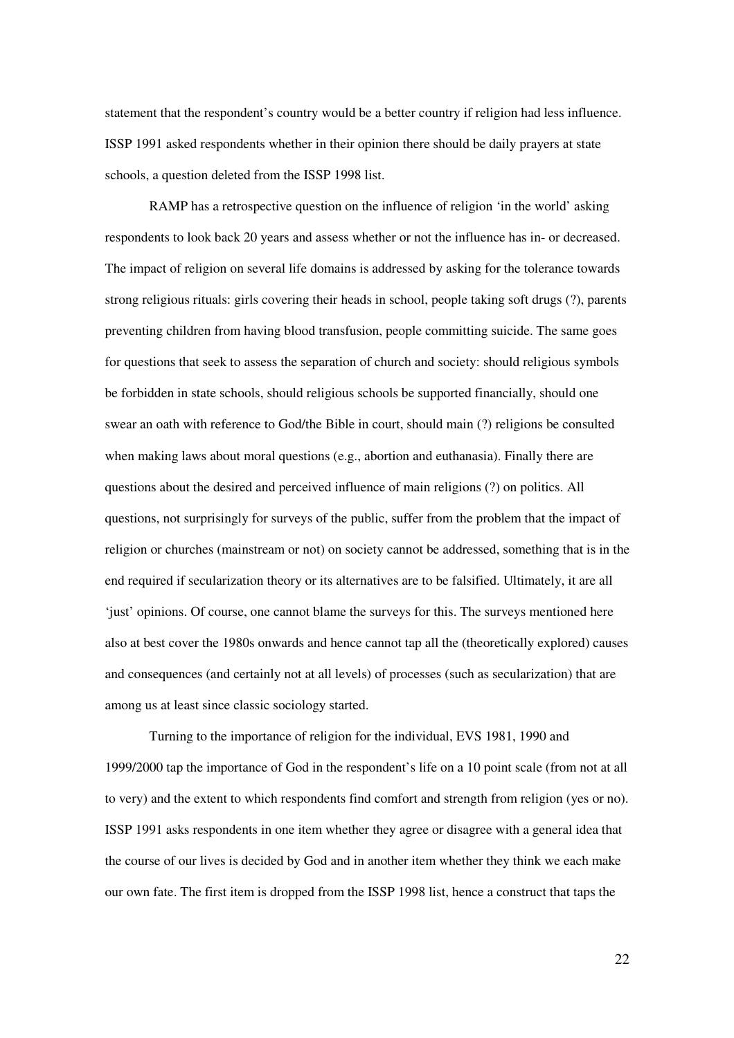statement that the respondent's country would be a better country if religion had less influence. ISSP 1991 asked respondents whether in their opinion there should be daily prayers at state schools, a question deleted from the ISSP 1998 list.

RAMP has a retrospective question on the influence of religion 'in the world' asking respondents to look back 20 years and assess whether or not the influence has in- or decreased. The impact of religion on several life domains is addressed by asking for the tolerance towards strong religious rituals: girls covering their heads in school, people taking soft drugs (?), parents preventing children from having blood transfusion, people committing suicide. The same goes for questions that seek to assess the separation of church and society: should religious symbols be forbidden in state schools, should religious schools be supported financially, should one swear an oath with reference to God/the Bible in court, should main (?) religions be consulted when making laws about moral questions (e.g., abortion and euthanasia). Finally there are questions about the desired and perceived influence of main religions (?) on politics. All questions, not surprisingly for surveys of the public, suffer from the problem that the impact of religion or churches (mainstream or not) on society cannot be addressed, something that is in the end required if secularization theory or its alternatives are to be falsified. Ultimately, it are all 'just' opinions. Of course, one cannot blame the surveys for this. The surveys mentioned here also at best cover the 1980s onwards and hence cannot tap all the (theoretically explored) causes and consequences (and certainly not at all levels) of processes (such as secularization) that are among us at least since classic sociology started.

Turning to the importance of religion for the individual, EVS 1981, 1990 and 1999/2000 tap the importance of God in the respondent's life on a 10 point scale (from not at all to very) and the extent to which respondents find comfort and strength from religion (yes or no). ISSP 1991 asks respondents in one item whether they agree or disagree with a general idea that the course of our lives is decided by God and in another item whether they think we each make our own fate. The first item is dropped from the ISSP 1998 list, hence a construct that taps the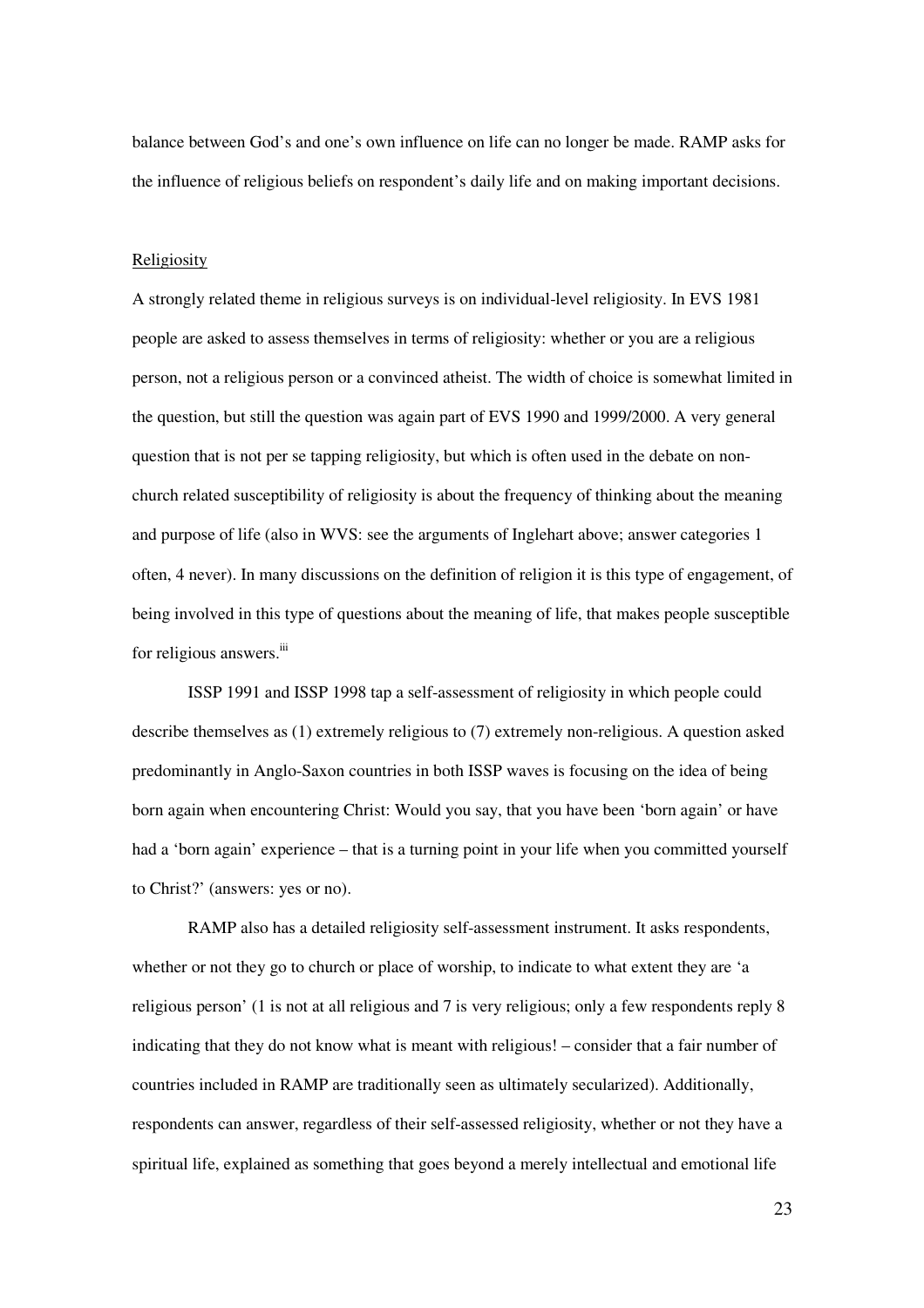balance between God's and one's own influence on life can no longer be made. RAMP asks for the influence of religious beliefs on respondent's daily life and on making important decisions.

Religiosity

A strongly related theme in religious surveys is on individual-level religiosity. In EVS 1981 people are asked to assess themselves in terms of religiosity: whether or you are a religious person, not a religious person or a convinced atheist. The width of choice is somewhat limited in the question, but still the question was again part of EVS 1990 and 1999/2000. A very general question that is not per se tapping religiosity, but which is often used in the debate on non-church related susceptibility of religiosity is about the frequency of thinking about the meaning and purpose of life (also in WVS: see the arguments of Inglehart above; answer categories 1 often, 4 never). In many discussions on the definition of religion it is this type of engagement, of being involved in this type of questions about the meaning of life, that makes people susceptible for religious answers.[iii]

ISSP 1991 and ISSP 1998 tap a self-assessment of religiosity in which people could describe themselves as (1) extremely religious to (7) extremely non-religious. A question asked predominantly in Anglo-Saxon countries in both ISSP waves is focusing on the idea of being born again when encountering Christ: Would you say, that you have been 'born again' or have had a 'born again' experience – that is a turning point in your life when you committed yourself to Christ?' (answers: yes or no).

RAMP also has a detailed religiosity self-assessment instrument. It asks respondents, whether or not they go to church or place of worship, to indicate to what extent they are 'a religious person' (1 is not at all religious and 7 is very religious; only a few respondents reply 8 indicating that they do not know what is meant with religious! – consider that a fair number of countries included in RAMP are traditionally seen as ultimately secularized). Additionally, respondents can answer, regardless of their self-assessed religiosity, whether or not they have a spiritual life, explained as something that goes beyond a merely intellectual and emotional life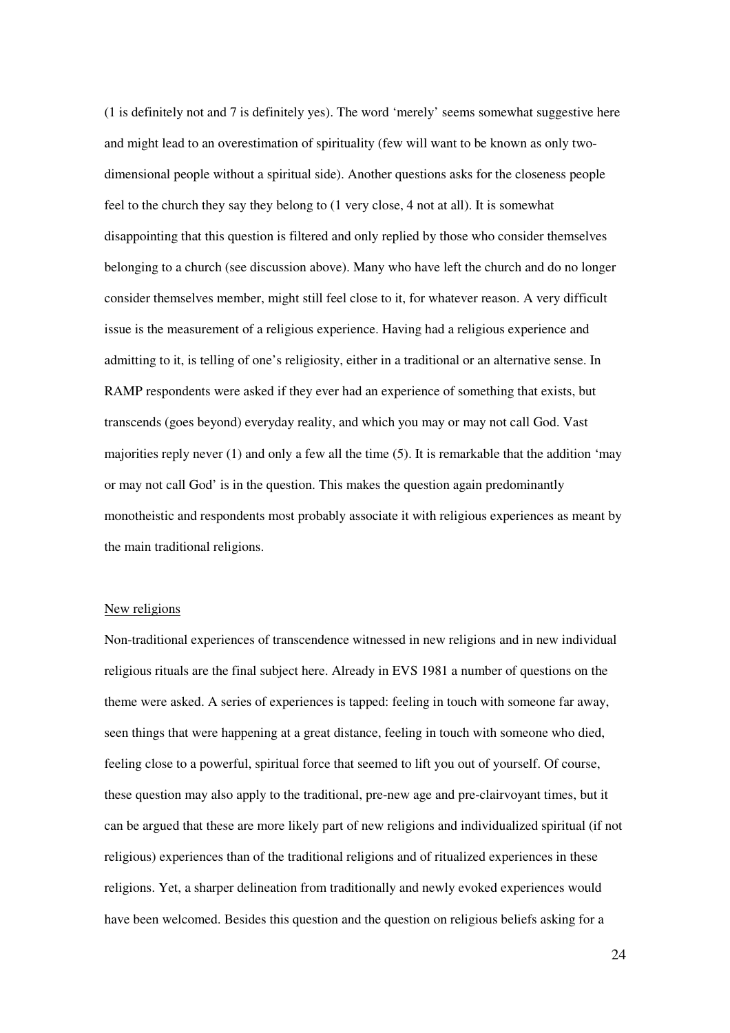(1 is definitely not and 7 is definitely yes). The word 'merely' seems somewhat suggestive here and might lead to an overestimation of spirituality (few will want to be known as only two-dimensional people without a spiritual side). Another questions asks for the closeness people feel to the church they say they belong to (1 very close, 4 not at all). It is somewhat disappointing that this question is filtered and only replied by those who consider themselves belonging to a church (see discussion above). Many who have left the church and do no longer consider themselves member, might still feel close to it, for whatever reason. A very difficult issue is the measurement of a religious experience. Having had a religious experience and admitting to it, is telling of one's religiosity, either in a traditional or an alternative sense. In RAMP respondents were asked if they ever had an experience of something that exists, but transcends (goes beyond) everyday reality, and which you may or may not call God. Vast majorities reply never (1) and only a few all the time (5). It is remarkable that the addition 'may or may not call God' is in the question. This makes the question again predominantly monotheistic and respondents most probably associate it with religious experiences as meant by the main traditional religions.

## New religions

Non-traditional experiences of transcendence witnessed in new religions and in new individual religious rituals are the final subject here. Already in EVS 1981 a number of questions on the theme were asked. A series of experiences is tapped: feeling in touch with someone far away, seen things that were happening at a great distance, feeling in touch with someone who died, feeling close to a powerful, spiritual force that seemed to lift you out of yourself. Of course, these question may also apply to the traditional, pre-new age and pre-clairvoyant times, but it can be argued that these are more likely part of new religions and individualized spiritual (if not religious) experiences than of the traditional religions and of ritualized experiences in these religions. Yet, a sharper delineation from traditionally and newly evoked experiences would have been welcomed. Besides this question and the question on religious beliefs asking for a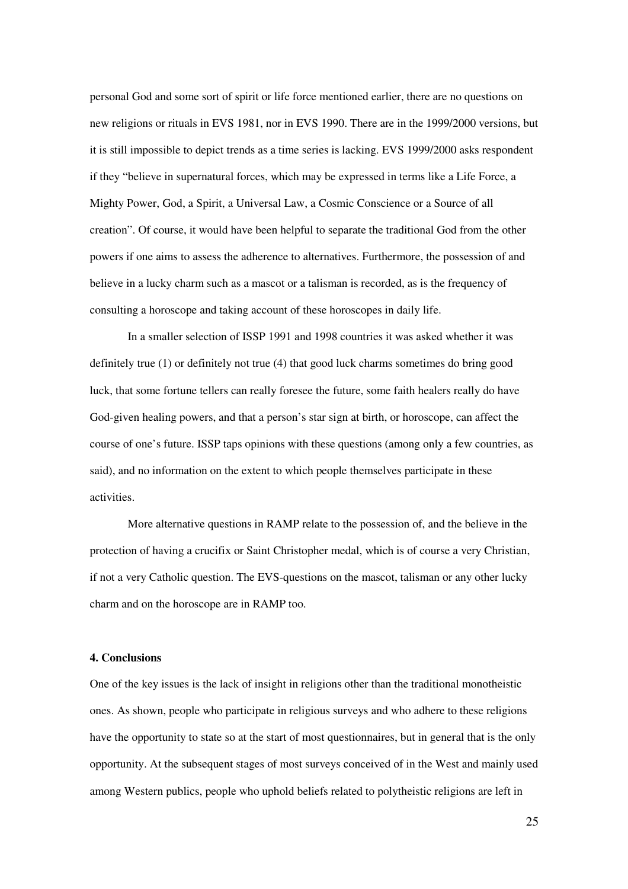personal God and some sort of spirit or life force mentioned earlier, there are no questions on new religions or rituals in EVS 1981, nor in EVS 1990. There are in the 1999/2000 versions, but it is still impossible to depict trends as a time series is lacking. EVS 1999/2000 asks respondent if they "believe in supernatural forces, which may be expressed in terms like a Life Force, a Mighty Power, God, a Spirit, a Universal Law, a Cosmic Conscience or a Source of all creation". Of course, it would have been helpful to separate the traditional God from the other powers if one aims to assess the adherence to alternatives. Furthermore, the possession of and believe in a lucky charm such as a mascot or a talisman is recorded, as is the frequency of consulting a horoscope and taking account of these horoscopes in daily life.

In a smaller selection of ISSP 1991 and 1998 countries it was asked whether it was definitely true (1) or definitely not true (4) that good luck charms sometimes do bring good luck, that some fortune tellers can really foresee the future, some faith healers really do have God-given healing powers, and that a person's star sign at birth, or horoscope, can affect the course of one's future. ISSP taps opinions with these questions (among only a few countries, as said), and no information on the extent to which people themselves participate in these activities.

More alternative questions in RAMP relate to the possession of, and the believe in the protection of having a crucifix or Saint Christopher medal, which is of course a very Christian, if not a very Catholic question. The EVS-questions on the mascot, talisman or any other lucky charm and on the horoscope are in RAMP too.

### 4. Conclusions

One of the key issues is the lack of insight in religions other than the traditional monotheistic ones. As shown, people who participate in religious surveys and who adhere to these religions have the opportunity to state so at the start of most questionnaires, but in general that is the only opportunity. At the subsequent stages of most surveys conceived of in the West and mainly used among Western publics, people who uphold beliefs related to polytheistic religions are left in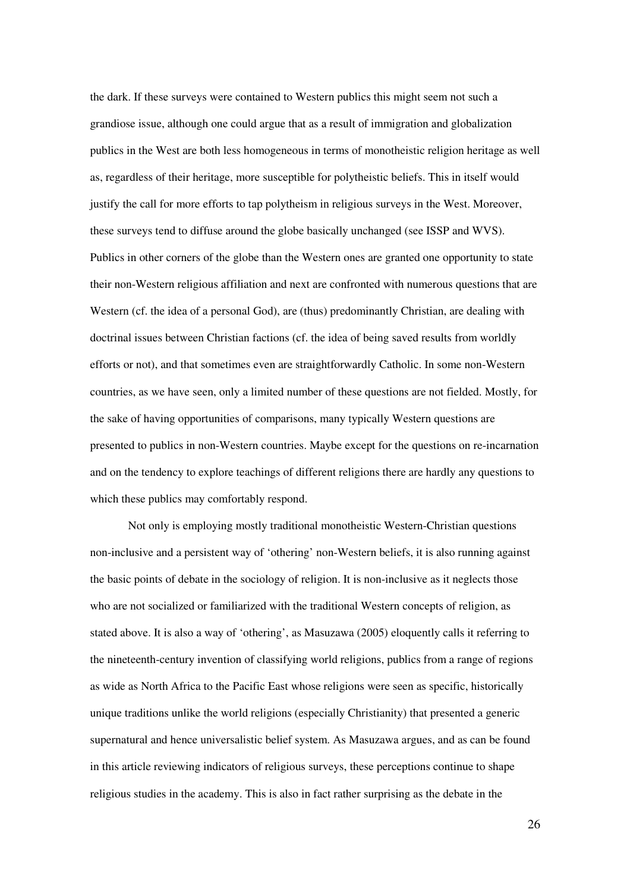the dark. If these surveys were contained to Western publics this might seem not such a grandiose issue, although one could argue that as a result of immigration and globalization publics in the West are both less homogeneous in terms of monotheistic religion heritage as well as, regardless of their heritage, more susceptible for polytheistic beliefs. This in itself would justify the call for more efforts to tap polytheism in religious surveys in the West. Moreover, these surveys tend to diffuse around the globe basically unchanged (see ISSP and WVS). Publics in other corners of the globe than the Western ones are granted one opportunity to state their non-Western religious affiliation and next are confronted with numerous questions that are Western (cf. the idea of a personal God), are (thus) predominantly Christian, are dealing with doctrinal issues between Christian factions (cf. the idea of being saved results from worldly efforts or not), and that sometimes even are straightforwardly Catholic. In some non-Western countries, as we have seen, only a limited number of these questions are not fielded. Mostly, for the sake of having opportunities of comparisons, many typically Western questions are presented to publics in non-Western countries. Maybe except for the questions on re-incarnation and on the tendency to explore teachings of different religions there are hardly any questions to which these publics may comfortably respond.

Not only is employing mostly traditional monotheistic Western-Christian questions non-inclusive and a persistent way of 'othering' non-Western beliefs, it is also running against the basic points of debate in the sociology of religion. It is non-inclusive as it neglects those who are not socialized or familiarized with the traditional Western concepts of religion, as stated above. It is also a way of 'othering', as Masuzawa (2005) eloquently calls it referring to the nineteenth-century invention of classifying world religions, publics from a range of regions as wide as North Africa to the Pacific East whose religions were seen as specific, historically unique traditions unlike the world religions (especially Christianity) that presented a generic supernatural and hence universalistic belief system. As Masuzawa argues, and as can be found in this article reviewing indicators of religious surveys, these perceptions continue to shape religious studies in the academy. This is also in fact rather surprising as the debate in the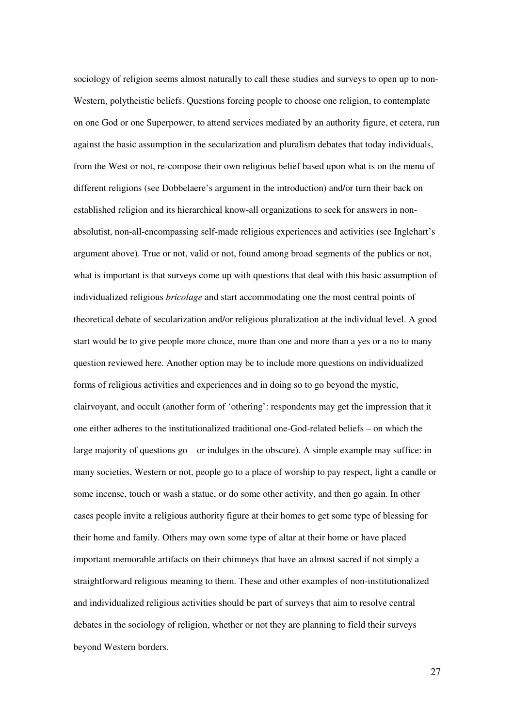sociology of religion seems almost naturally to call these studies and surveys to open up to non-Western, polytheistic beliefs. Questions forcing people to choose one religion, to contemplate on one God or one Superpower, to attend services mediated by an authority figure, et cetera, run against the basic assumption in the secularization and pluralism debates that today individuals, from the West or not, re-compose their own religious belief based upon what is on the menu of different religions (see Dobbelaere's argument in the introduction) and/or turn their back on established religion and its hierarchical know-all organizations to seek for answers in non-absolutist, non-all-encompassing self-made religious experiences and activities (see Inglehart's argument above). True or not, valid or not, found among broad segments of the publics or not, what is important is that surveys come up with questions that deal with this basic assumption of individualized religious *bricolage* and start accommodating one the most central points of theoretical debate of secularization and/or religious pluralization at the individual level. A good start would be to give people more choice, more than one and more than a yes or a no to many question reviewed here. Another option may be to include more questions on individualized forms of religious activities and experiences and in doing so to go beyond the mystic, clairvoyant, and occult (another form of 'othering': respondents may get the impression that it one either adheres to the institutionalized traditional one-God-related beliefs – on which the large majority of questions go – or indulges in the obscure). A simple example may suffice: in many societies, Western or not, people go to a place of worship to pay respect, light a candle or some incense, touch or wash a statue, or do some other activity, and then go again. In other cases people invite a religious authority figure at their homes to get some type of blessing for their home and family. Others may own some type of altar at their home or have placed important memorable artifacts on their chimneys that have an almost sacred if not simply a straightforward religious meaning to them. These and other examples of non-institutionalized and individualized religious activities should be part of surveys that aim to resolve central debates in the sociology of religion, whether or not they are planning to field their surveys beyond Western borders.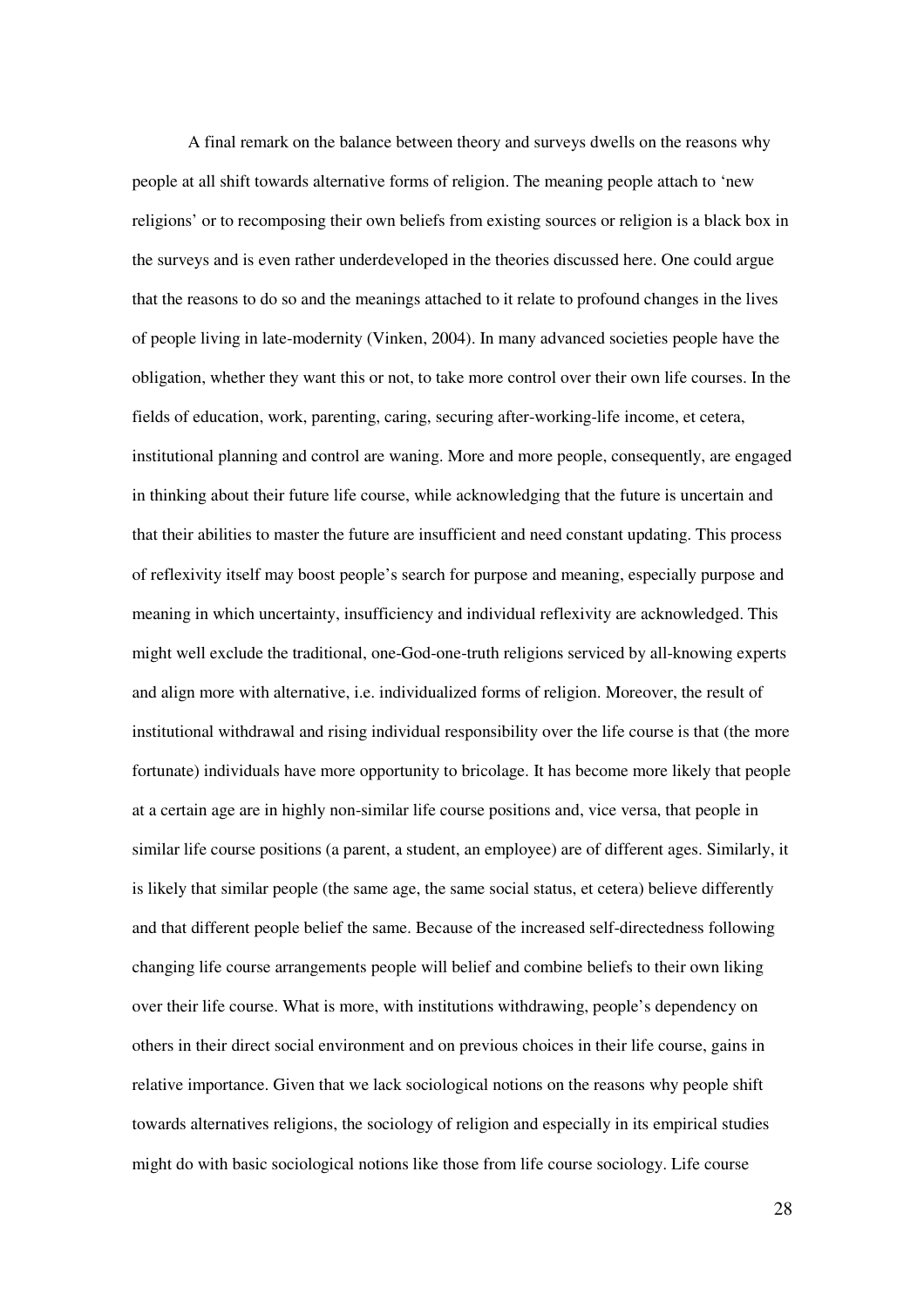A final remark on the balance between theory and surveys dwells on the reasons why people at all shift towards alternative forms of religion. The meaning people attach to 'new religions' or to recomposing their own beliefs from existing sources or religion is a black box in the surveys and is even rather underdeveloped in the theories discussed here. One could argue that the reasons to do so and the meanings attached to it relate to profound changes in the lives of people living in late-modernity (Vinken, 2004). In many advanced societies people have the obligation, whether they want this or not, to take more control over their own life courses. In the fields of education, work, parenting, caring, securing after-working-life income, et cetera, institutional planning and control are waning. More and more people, consequently, are engaged in thinking about their future life course, while acknowledging that the future is uncertain and that their abilities to master the future are insufficient and need constant updating. This process of reflexivity itself may boost people's search for purpose and meaning, especially purpose and meaning in which uncertainty, insufficiency and individual reflexivity are acknowledged. This might well exclude the traditional, one-God-one-truth religions serviced by all-knowing experts and align more with alternative, i.e. individualized forms of religion. Moreover, the result of institutional withdrawal and rising individual responsibility over the life course is that (the more fortunate) individuals have more opportunity to bricolage. It has become more likely that people at a certain age are in highly non-similar life course positions and, vice versa, that people in similar life course positions (a parent, a student, an employee) are of different ages. Similarly, it is likely that similar people (the same age, the same social status, et cetera) believe differently and that different people belief the same. Because of the increased self-directedness following changing life course arrangements people will belief and combine beliefs to their own liking over their life course. What is more, with institutions withdrawing, people's dependency on others in their direct social environment and on previous choices in their life course, gains in relative importance. Given that we lack sociological notions on the reasons why people shift towards alternatives religions, the sociology of religion and especially in its empirical studies might do with basic sociological notions like those from life course sociology. Life course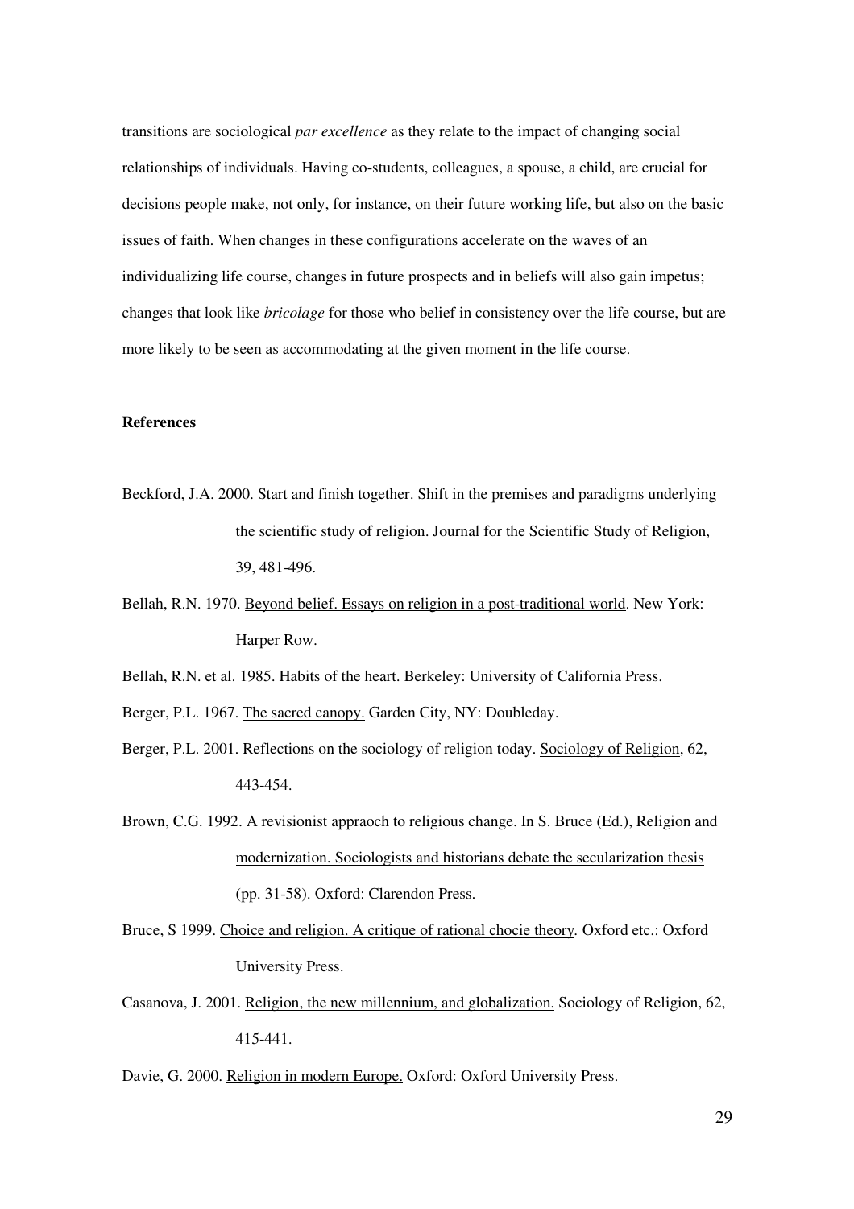transitions are sociological *par excellence* as they relate to the impact of changing social relationships of individuals. Having co-students, colleagues, a spouse, a child, are crucial for decisions people make, not only, for instance, on their future working life, but also on the basic issues of faith. When changes in these configurations accelerate on the waves of an individualizing life course, changes in future prospects and in beliefs will also gain impetus; changes that look like *bricolage* for those who belief in consistency over the life course, but are more likely to be seen as accommodating at the given moment in the life course.

**References**

Beckford, J.A. 2000. Start and finish together. Shift in the premises and paradigms underlying the scientific study of religion. Journal for the Scientific Study of Religion, 39, 481-496.

Bellah, R.N. 1970. Beyond belief. Essays on religion in a post-traditional world. New York: Harper Row.

Bellah, R.N. et al. 1985. Habits of the heart. Berkeley: University of California Press.

Berger, P.L. 1967. The sacred canopy. Garden City, NY: Doubleday.

Berger, P.L. 2001. Reflections on the sociology of religion today. Sociology of Religion, 62, 443-454.

Brown, C.G. 1992. A revisionist appraoch to religious change. In S. Bruce (Ed.), Religion and modernization. Sociologists and historians debate the secularization thesis (pp. 31-58). Oxford: Clarendon Press.

Bruce, S 1999. Choice and religion. A critique of rational chocie theory. Oxford etc.: Oxford University Press.

Casanova, J. 2001. Religion, the new millennium, and globalization. Sociology of Religion, 62, 415-441.

Davie, G. 2000. Religion in modern Europe. Oxford: Oxford University Press.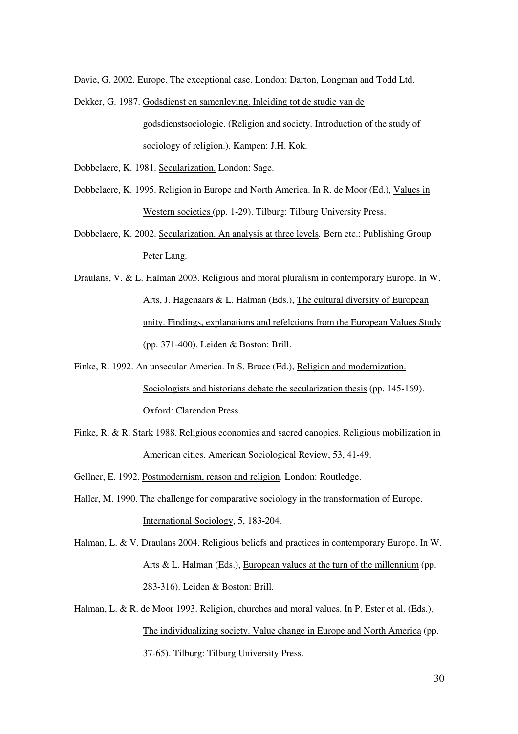Davie, G. 2002. <u>Europe. The exceptional case.</u> London: Darton, Longman and Todd Ltd.

Dekker, G. 1987. <u>Godsdienst en samenleving. Inleiding tot de studie van de godsdienstsociologie.</u> (Religion and society. Introduction of the study of sociology of religion.). Kampen: J.H. Kok.

Dobbelaere, K. 1981. <u>Secularization.</u> London: Sage.

Dobbelaere, K. 1995. Religion in Europe and North America. In R. de Moor (Ed.), <u>Values in Western societies</u> (pp. 1-29). Tilburg: Tilburg University Press.

Dobbelaere, K. 2002. <u>Secularization. An analysis at three levels</u>*.* Bern etc.: Publishing Group Peter Lang.

Draulans, V. & L. Halman 2003. Religious and moral pluralism in contemporary Europe. In W. Arts, J. Hagenaars & L. Halman (Eds.), <u>The cultural diversity of European unity. Findings, explanations and refelctions from the European Values Study</u> (pp. 371-400). Leiden & Boston: Brill.

Finke, R. 1992. An unsecular America. In S. Bruce (Ed.), <u>Religion and modernization. Sociologists and historians debate the secularization thesis</u> (pp. 145-169). Oxford: Clarendon Press.

Finke, R. & R. Stark 1988. Religious economies and sacred canopies. Religious mobilization in American cities. <u>American Sociological Review</u>, 53, 41-49.

Gellner, E. 1992. <u>Postmodernism, reason and religion</u>*.* London: Routledge.

Haller, M. 1990. The challenge for comparative sociology in the transformation of Europe. <u>International Sociology</u>, 5, 183-204.

Halman, L. & V. Draulans 2004. Religious beliefs and practices in contemporary Europe. In W. Arts & L. Halman (Eds.), <u>European values at the turn of the millennium</u> (pp. 283-316). Leiden & Boston: Brill.

Halman, L. & R. de Moor 1993. Religion, churches and moral values. In P. Ester et al. (Eds.), <u>The individualizing society. Value change in Europe and North America</u> (pp. 37-65). Tilburg: Tilburg University Press.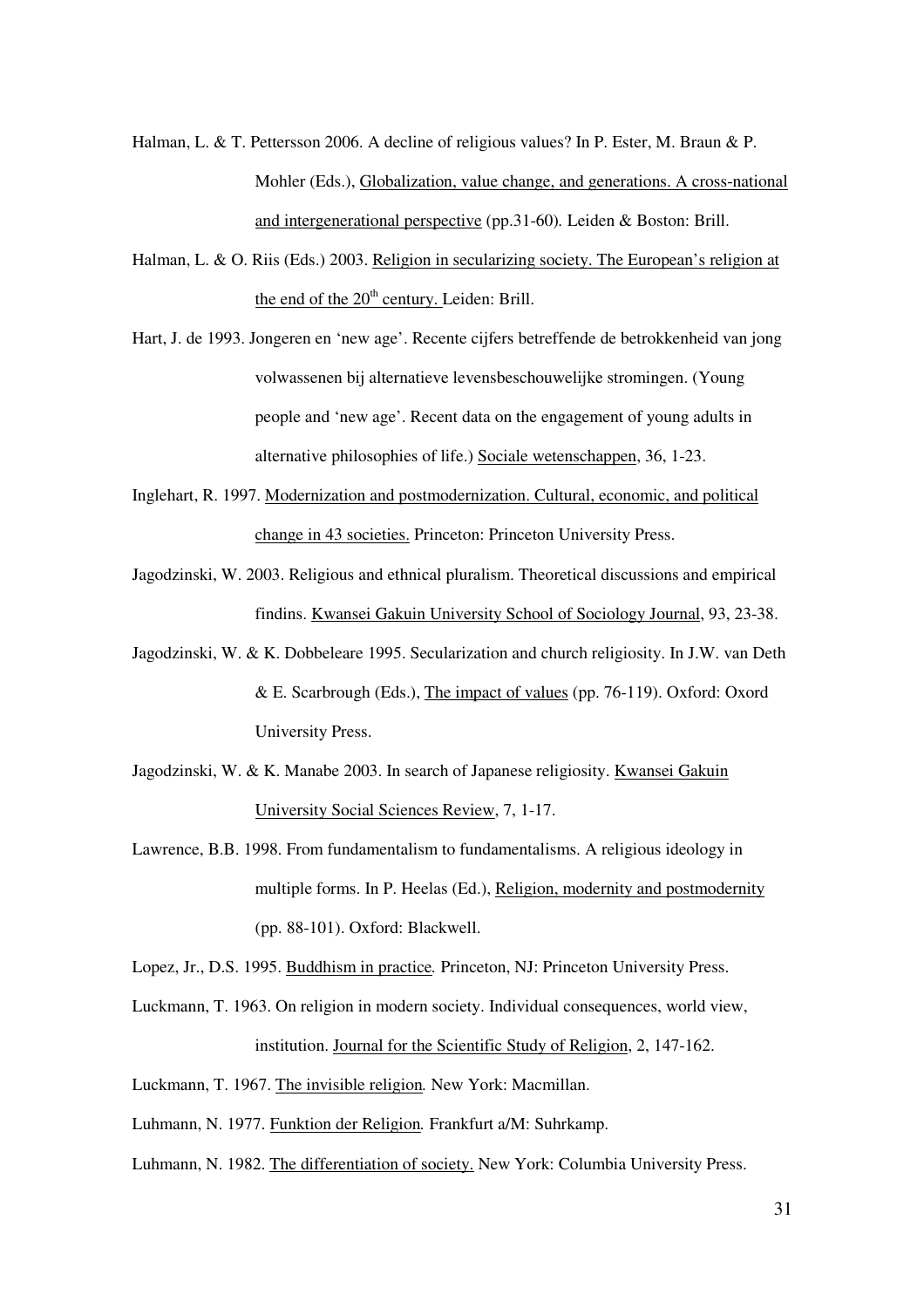Halman, L. & T. Pettersson 2006. A decline of religious values? In P. Ester, M. Braun & P. Mohler (Eds.), Globalization, value change, and generations. A cross-national and intergenerational perspective (pp.31-60). Leiden & Boston: Brill.

Halman, L. & O. Riis (Eds.) 2003. Religion in secularizing society. The European's religion at the end of the 20th century. Leiden: Brill.

Hart, J. de 1993. Jongeren en 'new age'. Recente cijfers betreffende de betrokkenheid van jong volwassenen bij alternatieve levensbeschouwelijke stromingen. (Young people and 'new age'. Recent data on the engagement of young adults in alternative philosophies of life.) Sociale wetenschappen, 36, 1-23.

Inglehart, R. 1997. Modernization and postmodernization. Cultural, economic, and political change in 43 societies. Princeton: Princeton University Press.

Jagodzinski, W. 2003. Religious and ethnical pluralism. Theoretical discussions and empirical findins. Kwansei Gakuin University School of Sociology Journal, 93, 23-38.

Jagodzinski, W. & K. Dobbeleare 1995. Secularization and church religiosity. In J.W. van Deth & E. Scarbrough (Eds.), The impact of values (pp. 76-119). Oxford: Oxord University Press.

Jagodzinski, W. & K. Manabe 2003. In search of Japanese religiosity. Kwansei Gakuin University Social Sciences Review, 7, 1-17.

Lawrence, B.B. 1998. From fundamentalism to fundamentalisms. A religious ideology in multiple forms. In P. Heelas (Ed.), Religion, modernity and postmodernity (pp. 88-101). Oxford: Blackwell.

Lopez, Jr., D.S. 1995. Buddhism in practice. Princeton, NJ: Princeton University Press.

Luckmann, T. 1963. On religion in modern society. Individual consequences, world view, institution. Journal for the Scientific Study of Religion, 2, 147-162.

Luckmann, T. 1967. The invisible religion. New York: Macmillan.

Luhmann, N. 1977. Funktion der Religion. Frankfurt a/M: Suhrkamp.

Luhmann, N. 1982. The differentiation of society. New York: Columbia University Press.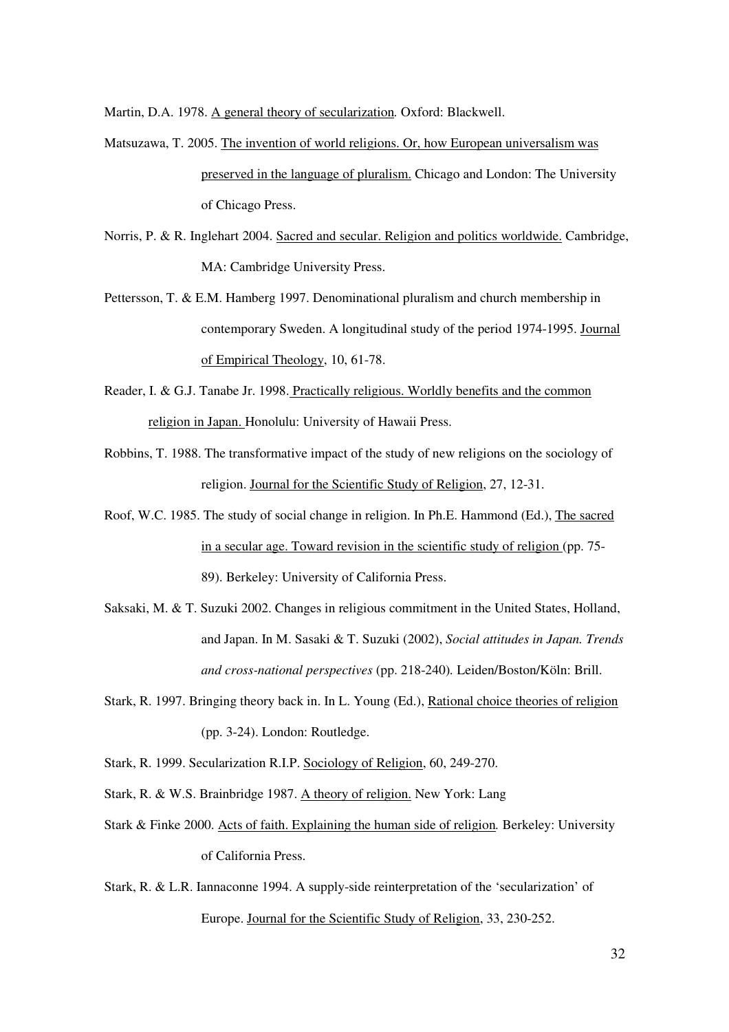Martin, D.A. 1978. A general theory of secularization. Oxford: Blackwell.

Matsuzawa, T. 2005. The invention of world religions. Or, how European universalism was preserved in the language of pluralism. Chicago and London: The University of Chicago Press.

Norris, P. & R. Inglehart 2004. Sacred and secular. Religion and politics worldwide. Cambridge, MA: Cambridge University Press.

Pettersson, T. & E.M. Hamberg 1997. Denominational pluralism and church membership in contemporary Sweden. A longitudinal study of the period 1974-1995. Journal of Empirical Theology, 10, 61-78.

Reader, I. & G.J. Tanabe Jr. 1998. Practically religious. Worldly benefits and the common religion in Japan. Honolulu: University of Hawaii Press.

Robbins, T. 1988. The transformative impact of the study of new religions on the sociology of religion. Journal for the Scientific Study of Religion, 27, 12-31.

Roof, W.C. 1985. The study of social change in religion. In Ph.E. Hammond (Ed.), The sacred in a secular age. Toward revision in the scientific study of religion (pp. 75-89). Berkeley: University of California Press.

Saksaki, M. & T. Suzuki 2002. Changes in religious commitment in the United States, Holland, and Japan. In M. Sasaki & T. Suzuki (2002), *Social attitudes in Japan. Trends and cross-national perspectives* (pp. 218-240). Leiden/Boston/Köln: Brill.

Stark, R. 1997. Bringing theory back in. In L. Young (Ed.), Rational choice theories of religion (pp. 3-24). London: Routledge.

Stark, R. 1999. Secularization R.I.P. Sociology of Religion, 60, 249-270.

Stark, R. & W.S. Brainbridge 1987. A theory of religion. New York: Lang

Stark & Finke 2000. Acts of faith. Explaining the human side of religion. Berkeley: University of California Press.

Stark, R. & L.R. Iannaconne 1994. A supply-side reinterpretation of the 'secularization' of Europe. Journal for the Scientific Study of Religion, 33, 230-252.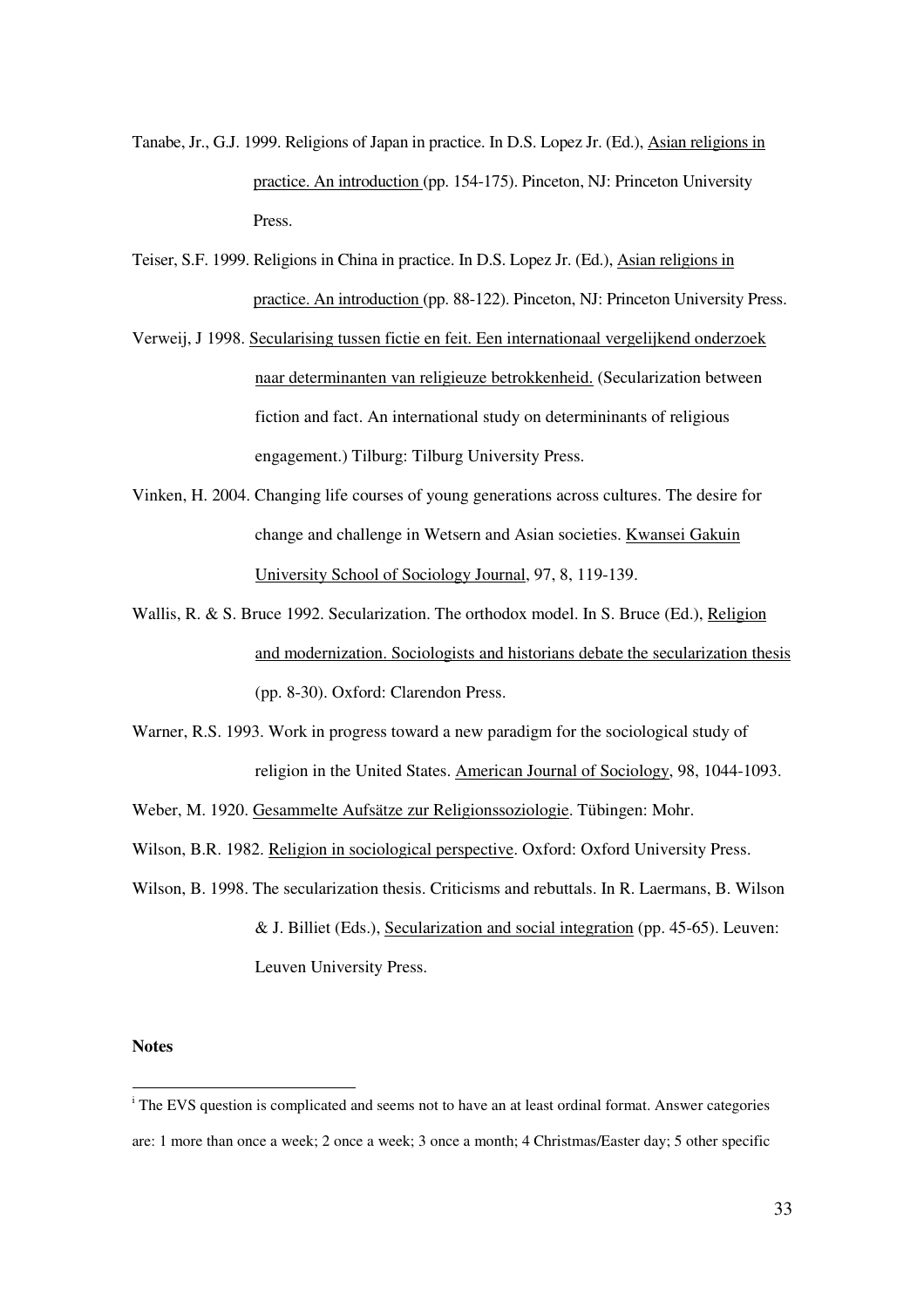Tanabe, Jr., G.J. 1999. Religions of Japan in practice. In D.S. Lopez Jr. (Ed.), Asian religions in practice. An introduction (pp. 154-175). Pinceton, NJ: Princeton University Press.

Teiser, S.F. 1999. Religions in China in practice. In D.S. Lopez Jr. (Ed.), Asian religions in practice. An introduction (pp. 88-122). Pinceton, NJ: Princeton University Press.

Verweij, J 1998. Secularising tussen fictie en feit. Een internationaal vergelijkend onderzoek naar determinanten van religieuze betrokkenheid. (Secularization between fiction and fact. An international study on determininants of religious engagement.) Tilburg: Tilburg University Press.

Vinken, H. 2004. Changing life courses of young generations across cultures. The desire for change and challenge in Wetsern and Asian societies. Kwansei Gakuin University School of Sociology Journal, 97, 8, 119-139.

Wallis, R. & S. Bruce 1992. Secularization. The orthodox model. In S. Bruce (Ed.), Religion and modernization. Sociologists and historians debate the secularization thesis (pp. 8-30). Oxford: Clarendon Press.

Warner, R.S. 1993. Work in progress toward a new paradigm for the sociological study of religion in the United States. American Journal of Sociology, 98, 1044-1093.

Weber, M. 1920. Gesammelte Aufsätze zur Religionssoziologie. Tübingen: Mohr.

Wilson, B.R. 1982. Religion in sociological perspective. Oxford: Oxford University Press.

Wilson, B. 1998. The secularization thesis. Criticisms and rebuttals. In R. Laermans, B. Wilson & J. Billiet (Eds.), Secularization and social integration (pp. 45-65). Leuven: Leuven University Press.

**Notes**

[i] The EVS question is complicated and seems not to have an at least ordinal format. Answer categories are: 1 more than once a week; 2 once a week; 3 once a month; 4 Christmas/Easter day; 5 other specific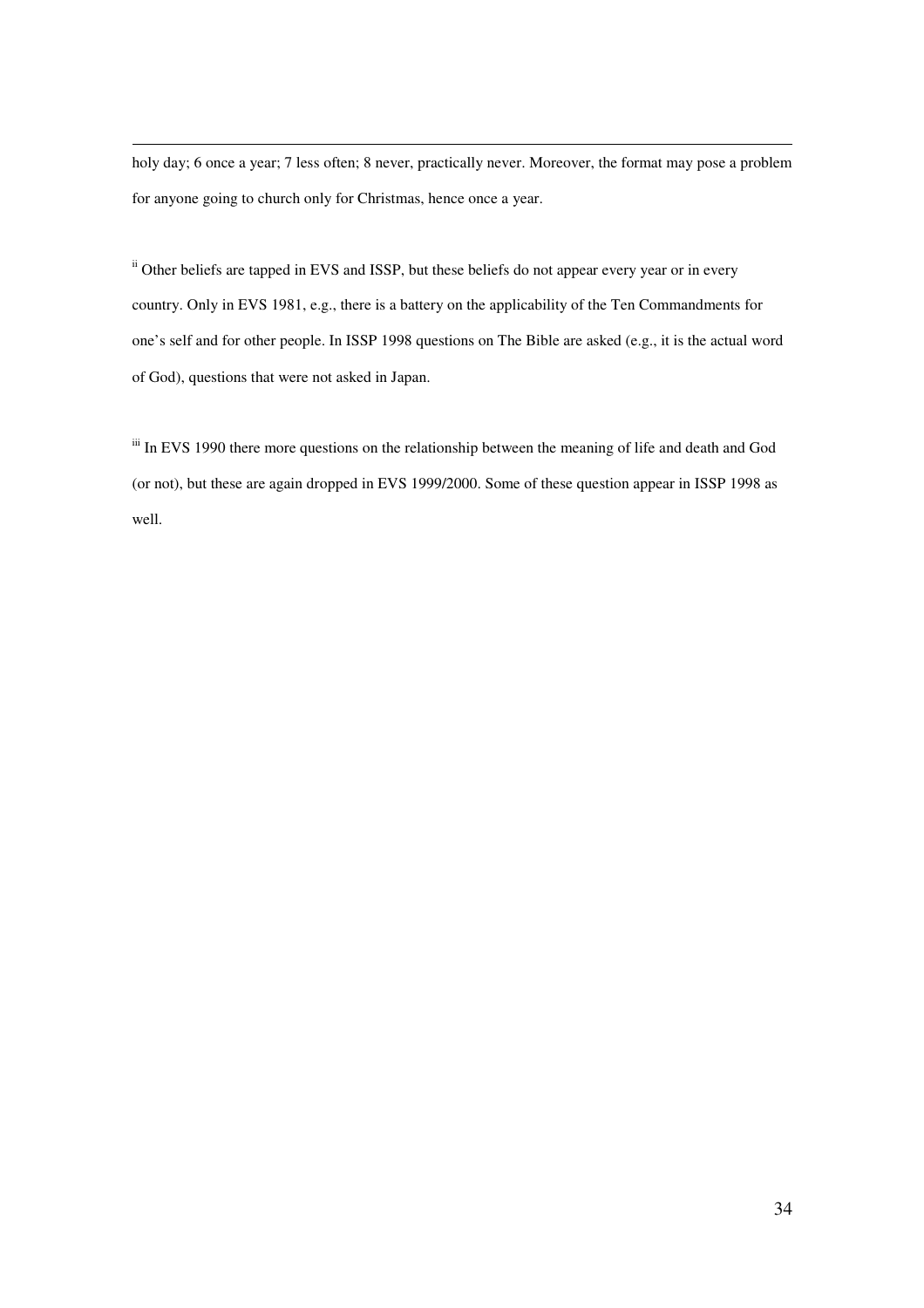holy day; 6 once a year; 7 less often; 8 never, practically never. Moreover, the format may pose a problem for anyone going to church only for Christmas, hence once a year.

[ii] Other beliefs are tapped in EVS and ISSP, but these beliefs do not appear every year or in every country. Only in EVS 1981, e.g., there is a battery on the applicability of the Ten Commandments for one's self and for other people. In ISSP 1998 questions on The Bible are asked (e.g., it is the actual word of God), questions that were not asked in Japan.

[iii] In EVS 1990 there more questions on the relationship between the meaning of life and death and God (or not), but these are again dropped in EVS 1999/2000. Some of these question appear in ISSP 1998 as well.